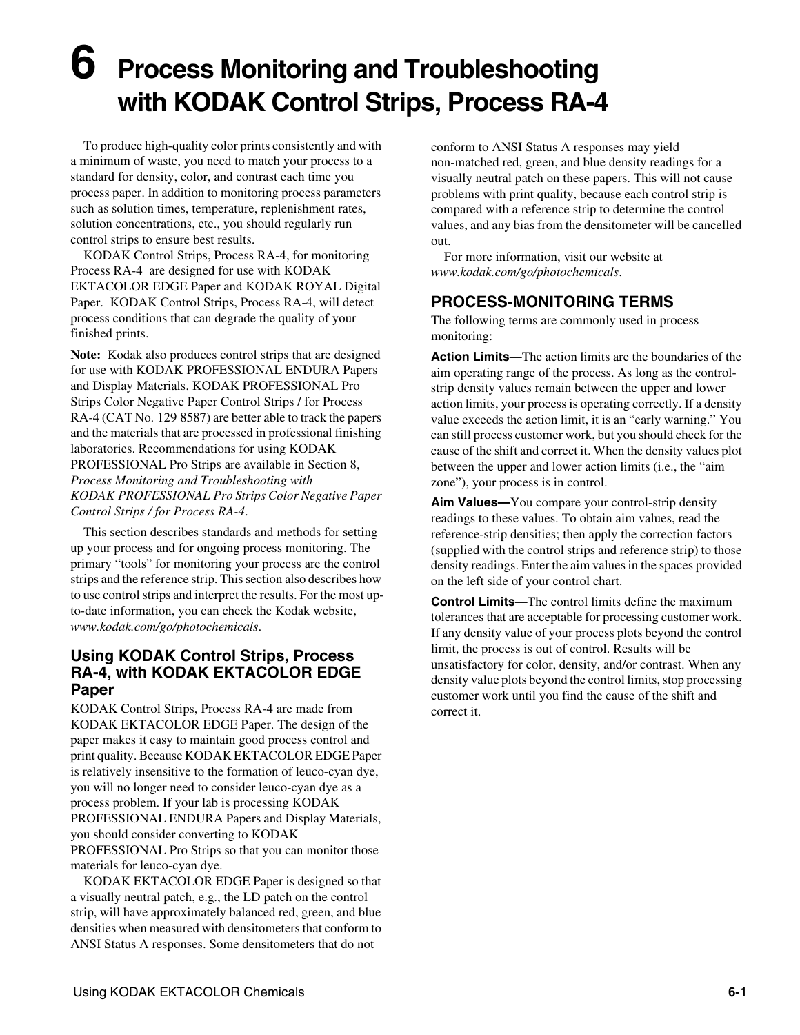# 6 Process Monitoring and Troubleshooting with KODAK Control Strips, Process RA-4

To produce high-quality color prints consistently and with a minimum of waste, you need to match your process to a standard for density, color, and contrast each time you process paper. In addition to monitoring process parameters such as solution times, temperature, replenishment rates, solution concentrations, etc., you should regularly run control strips to ensure best results.

KODAK Control Strips, Process RA-4, for monitoring Process RA-4 are designed for use with KODAK EKTACOLOR EDGE Paper and KODAK ROYAL Digital Paper. KODAK Control Strips, Process RA-4, will detect process conditions that can degrade the quality of your finished prints.

**Note:** Kodak also produces control strips that are designed for use with KODAK PROFESSIONAL ENDURA Papers and Display Materials. KODAK PROFESSIONAL Pro Strips Color Negative Paper Control Strips / for Process RA-4 (CAT No. 129 8587) are better able to track the papers and the materials that are processed in professional finishing laboratories. Recommendations for using KODAK PROFESSIONAL Pro Strips are available in Section 8, *Process Monitoring and Troubleshooting with KODAK PROFESSIONAL Pro Strips Color Negative Paper Control Strips / for Process RA-4*.

This section describes standards and methods for setting up your process and for ongoing process monitoring. The primary "tools" for monitoring your process are the control strips and the reference strip. This section also describes how to use control strips and interpret the results. For the most up-to-date information, you can check the Kodak website, *www.kodak.com/go/photochemicals*.

## Using KODAK Control Strips, Process RA-4, with KODAK EKTACOLOR EDGE Paper

KODAK Control Strips, Process RA-4 are made from KODAK EKTACOLOR EDGE Paper. The design of the paper makes it easy to maintain good process control and print quality. Because KODAK EKTACOLOR EDGE Paper is relatively insensitive to the formation of leuco-cyan dye, you will no longer need to consider leuco-cyan dye as a process problem. If your lab is processing KODAK PROFESSIONAL ENDURA Papers and Display Materials, you should consider converting to KODAK PROFESSIONAL Pro Strips so that you can monitor those materials for leuco-cyan dye.

KODAK EKTACOLOR EDGE Paper is designed so that a visually neutral patch, e.g., the LD patch on the control strip, will have approximately balanced red, green, and blue densities when measured with densitometers that conform to ANSI Status A responses. Some densitometers that do not conform to ANSI Status A responses may yield non-matched red, green, and blue density readings for a visually neutral patch on these papers. This will not cause problems with print quality, because each control strip is compared with a reference strip to determine the control values, and any bias from the densitometer will be cancelled out.

For more information, visit our website at *www.kodak.com/go/photochemicals*.

## PROCESS-MONITORING TERMS

The following terms are commonly used in process monitoring:

**Action Limits—**The action limits are the boundaries of the aim operating range of the process. As long as the control-strip density values remain between the upper and lower action limits, your process is operating correctly. If a density value exceeds the action limit, it is an "early warning." You can still process customer work, but you should check for the cause of the shift and correct it. When the density values plot between the upper and lower action limits (i.e., the "aim zone"), your process is in control.

**Aim Values—**You compare your control-strip density readings to these values. To obtain aim values, read the reference-strip densities; then apply the correction factors (supplied with the control strips and reference strip) to those density readings. Enter the aim values in the spaces provided on the left side of your control chart.

**Control Limits—**The control limits define the maximum tolerances that are acceptable for processing customer work. If any density value of your process plots beyond the control limit, the process is out of control. Results will be unsatisfactory for color, density, and/or contrast. When any density value plots beyond the control limits, stop processing customer work until you find the cause of the shift and correct it.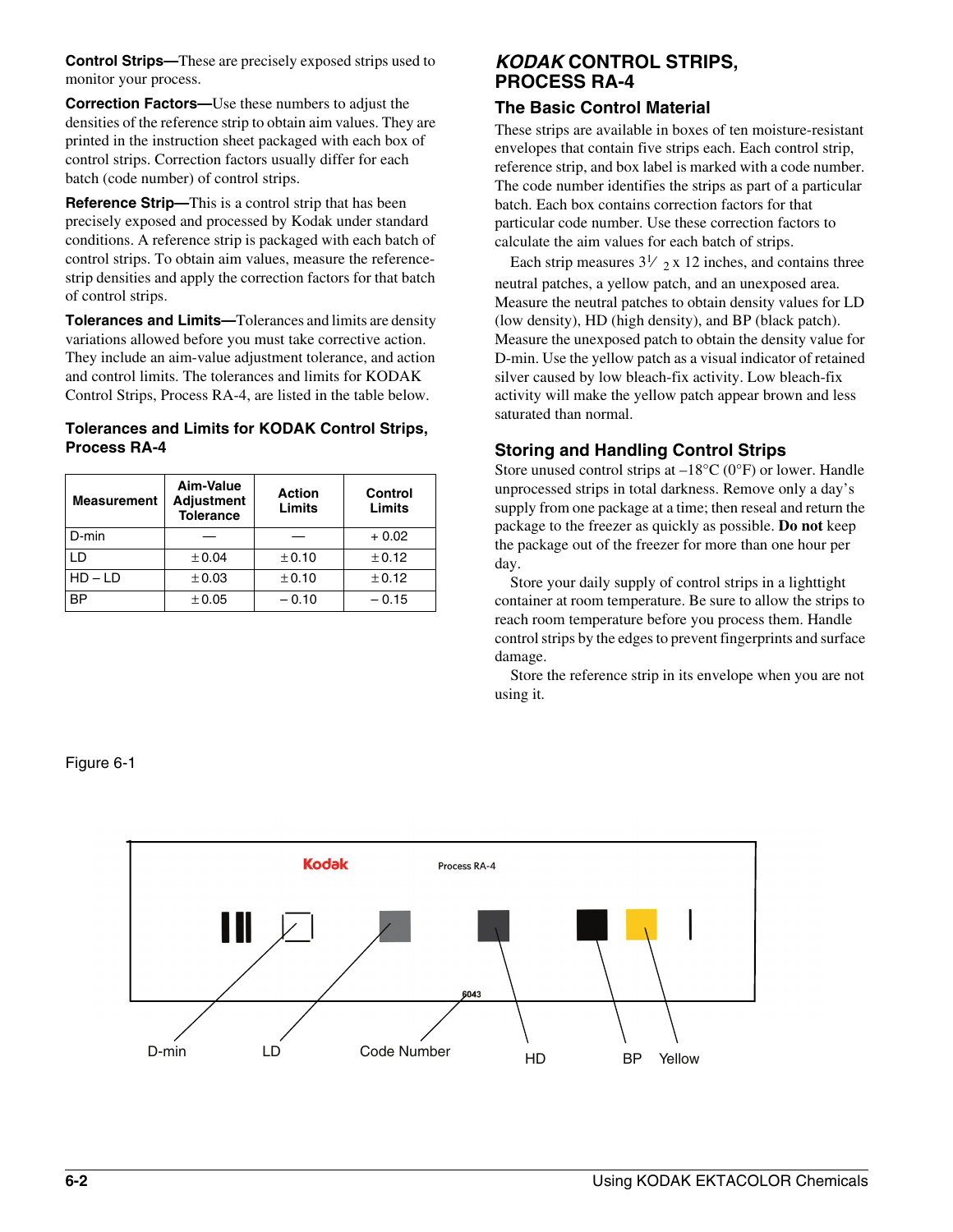**Control Strips—**These are precisely exposed strips used to monitor your process.

**Correction Factors—**Use these numbers to adjust the densities of the reference strip to obtain aim values. They are printed in the instruction sheet packaged with each box of control strips. Correction factors usually differ for each batch (code number) of control strips.

**Reference Strip—**This is a control strip that has been precisely exposed and processed by Kodak under standard conditions. A reference strip is packaged with each batch of control strips. To obtain aim values, measure the reference-strip densities and apply the correction factors for that batch of control strips.

**Tolerances and Limits—**Tolerances and limits are density variations allowed before you must take corrective action. They include an aim-value adjustment tolerance, and action and control limits. The tolerances and limits for KODAK Control Strips, Process RA-4, are listed in the table below.

### Tolerances and Limits for KODAK Control Strips, Process RA-4

| Measurement | Aim-Value Adjustment Tolerance | Action Limits | Control Limits |
|---|---|---|---|
| D-min | — | — | + 0.02 |
| LD | ± 0.04 | ± 0.10 | ± 0.12 |
| HD – LD | ± 0.03 | ± 0.10 | ± 0.12 |
| BP | ± 0.05 | – 0.10 | – 0.15 |

## *KODAK* CONTROL STRIPS, PROCESS RA-4

### The Basic Control Material

These strips are available in boxes of ten moisture-resistant envelopes that contain five strips each. Each control strip, reference strip, and box label is marked with a code number. The code number identifies the strips as part of a particular batch. Each box contains correction factors for that particular code number. Use these correction factors to calculate the aim values for each batch of strips.

Each strip measures 3½ x 12 inches, and contains three neutral patches, a yellow patch, and an unexposed area. Measure the neutral patches to obtain density values for LD (low density), HD (high density), and BP (black patch). Measure the unexposed patch to obtain the density value for D-min. Use the yellow patch as a visual indicator of retained silver caused by low bleach-fix activity. Low bleach-fix activity will make the yellow patch appear brown and less saturated than normal.

### Storing and Handling Control Strips

Store unused control strips at –18°C (0°F) or lower. Handle unprocessed strips in total darkness. Remove only a day's supply from one package at a time; then reseal and return the package to the freezer as quickly as possible. **Do not** keep the package out of the freezer for more than one hour per day.

Store your daily supply of control strips in a lighttight container at room temperature. Be sure to allow the strips to reach room temperature before you process them. Handle control strips by the edges to prevent fingerprints and surface damage.

Store the reference strip in its envelope when you are not using it.

Figure 6-1

Kodak
Process RA-4
6043

D-min
LD
Code Number
HD
BP
Yellow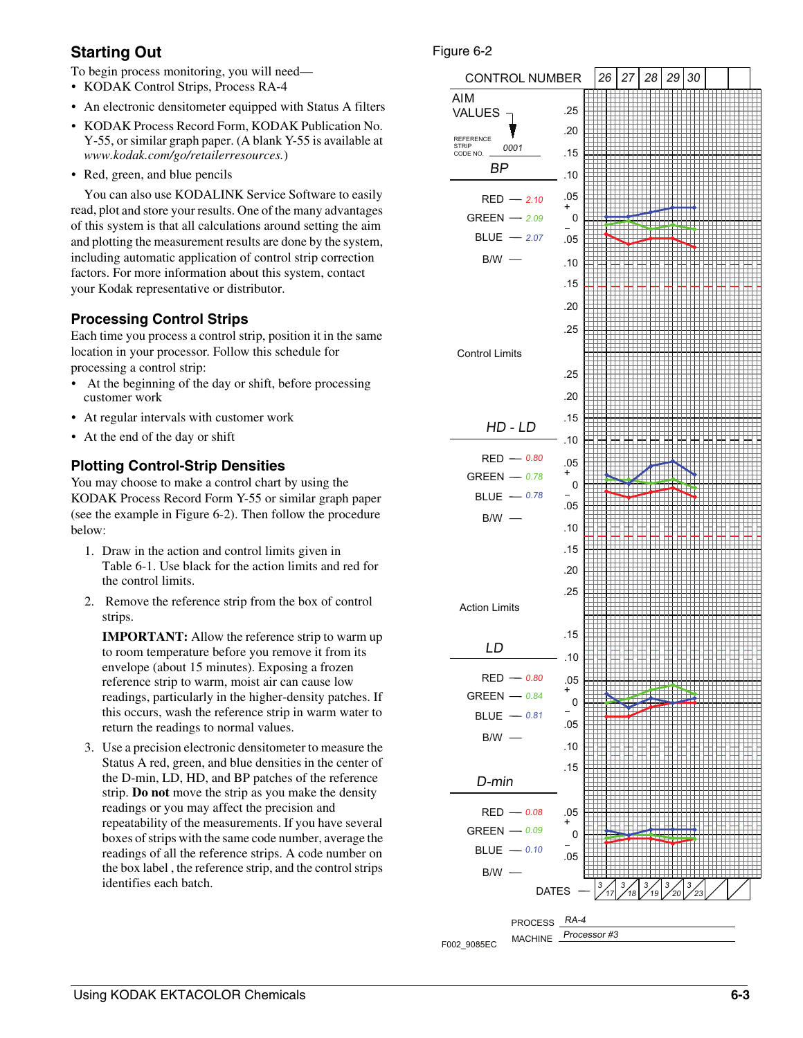## Starting Out

To begin process monitoring, you will need—

- KODAK Control Strips, Process RA-4
- An electronic densitometer equipped with Status A filters
- KODAK Process Record Form, KODAK Publication No. Y-55, or similar graph paper. (A blank Y-55 is available at *www.kodak.com/go/retailerresources.*)
- Red, green, and blue pencils

You can also use KODALINK Service Software to easily read, plot and store your results. One of the many advantages of this system is that all calculations around setting the aim and plotting the measurement results are done by the system, including automatic application of control strip correction factors. For more information about this system, contact your Kodak representative or distributor.

## Processing Control Strips

Each time you process a control strip, position it in the same location in your processor. Follow this schedule for processing a control strip:

- At the beginning of the day or shift, before processing customer work
- At regular intervals with customer work
- At the end of the day or shift

## Plotting Control-Strip Densities

You may choose to make a control chart by using the KODAK Process Record Form Y-55 or similar graph paper (see the example in Figure 6-2). Then follow the procedure below:

1. Draw in the action and control limits given in Table 6-1. Use black for the action limits and red for the control limits.
2. Remove the reference strip from the box of control strips.

   **IMPORTANT:** Allow the reference strip to warm up to room temperature before you remove it from its envelope (about 15 minutes). Exposing a frozen reference strip to warm, moist air can cause low readings, particularly in the higher-density patches. If this occurs, wash the reference strip in warm water to return the readings to normal values.
3. Use a precision electronic densitometer to measure the Status A red, green, and blue densities in the center of the D-min, LD, HD, and BP patches of the reference strip. **Do not** move the strip as you make the density readings or you may affect the precision and repeatability of the measurements. If you have several boxes of strips with the same code number, average the readings of all the reference strips. A code number on the box label , the reference strip, and the control strips identifies each batch.

Figure 6-2

CONTROL NUMBER 26 27 28 29 30

AIM VALUES

REFERENCE STRIP CODE NO. 0001

BP

RED — 2.10
GREEN — 2.09
BLUE — 2.07
B/W —

Control Limits

HD - LD

RED — 0.80
GREEN — 0.78
BLUE — 0.78
B/W —

Action Limits

LD

RED — 0.80
GREEN — 0.84
BLUE — 0.81
B/W —

D-min

RED — 0.08
GREEN — 0.09
BLUE — 0.10
B/W —

DATES — 3/17 3/18 3/19 3/20 3/23

PROCESS RA-4

MACHINE Processor #3

F002_9085EC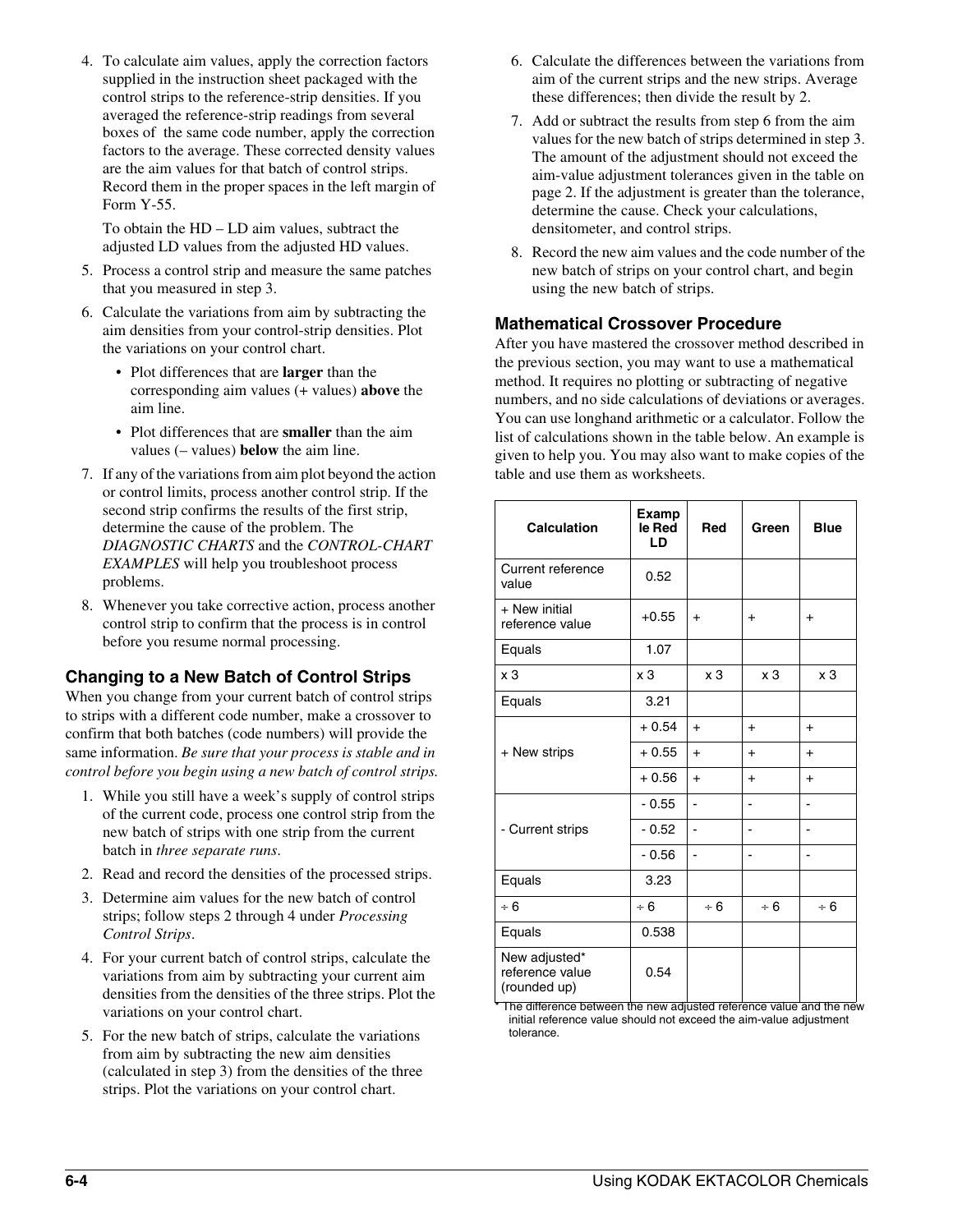4. To calculate aim values, apply the correction factors supplied in the instruction sheet packaged with the control strips to the reference-strip densities. If you averaged the reference-strip readings from several boxes of the same code number, apply the correction factors to the average. These corrected density values are the aim values for that batch of control strips. Record them in the proper spaces in the left margin of Form Y-55.

   To obtain the HD – LD aim values, subtract the adjusted LD values from the adjusted HD values.

5. Process a control strip and measure the same patches that you measured in step 3.
6. Calculate the variations from aim by subtracting the aim densities from your control-strip densities. Plot the variations on your control chart.
   - Plot differences that are **larger** than the corresponding aim values (+ values) **above** the aim line.
   - Plot differences that are **smaller** than the aim values (– values) **below** the aim line.
7. If any of the variations from aim plot beyond the action or control limits, process another control strip. If the second strip confirms the results of the first strip, determine the cause of the problem. The *DIAGNOSTIC CHARTS* and the *CONTROL-CHART EXAMPLES* will help you troubleshoot process problems.
8. Whenever you take corrective action, process another control strip to confirm that the process is in control before you resume normal processing.

### Changing to a New Batch of Control Strips

When you change from your current batch of control strips to strips with a different code number, make a crossover to confirm that both batches (code numbers) will provide the same information. *Be sure that your process is stable and in control before you begin using a new batch of control strips.*

1. While you still have a week's supply of control strips of the current code, process one control strip from the new batch of strips with one strip from the current batch in *three separate runs*.
2. Read and record the densities of the processed strips.
3. Determine aim values for the new batch of control strips; follow steps 2 through 4 under *Processing Control Strips*.
4. For your current batch of control strips, calculate the variations from aim by subtracting your current aim densities from the densities of the three strips. Plot the variations on your control chart.
5. For the new batch of strips, calculate the variations from aim by subtracting the new aim densities (calculated in step 3) from the densities of the three strips. Plot the variations on your control chart.
6. Calculate the differences between the variations from aim of the current strips and the new strips. Average these differences; then divide the result by 2.
7. Add or subtract the results from step 6 from the aim values for the new batch of strips determined in step 3. The amount of the adjustment should not exceed the aim-value adjustment tolerances given in the table on page 2. If the adjustment is greater than the tolerance, determine the cause. Check your calculations, densitometer, and control strips.
8. Record the new aim values and the code number of the new batch of strips on your control chart, and begin using the new batch of strips.

### Mathematical Crossover Procedure

After you have mastered the crossover method described in the previous section, you may want to use a mathematical method. It requires no plotting or subtracting of negative numbers, and no side calculations of deviations or averages. You can use longhand arithmetic or a calculator. Follow the list of calculations shown in the table below. An example is given to help you. You may also want to make copies of the table and use them as worksheets.

| Calculation | Example Red LD | Red | Green | Blue |
|---|---|---|---|---|
| Current reference value | 0.52 | | | |
| + New initial reference value | +0.55 | + | + | + |
| Equals | 1.07 | | | |
| x 3 | x 3 | x 3 | x 3 | x 3 |
| Equals | 3.21 | | | |
| + New strips | + 0.54 | + | + | + |
| | + 0.55 | + | + | + |
| | + 0.56 | + | + | + |
| - Current strips | - 0.55 | - | - | - |
| | - 0.52 | - | - | - |
| | - 0.56 | - | - | - |
| Equals | 3.23 | | | |
| ÷ 6 | ÷ 6 | ÷ 6 | ÷ 6 | ÷ 6 |
| Equals | 0.538 | | | |
| New adjusted* reference value (rounded up) | 0.54 | | | |

\* The difference between the new adjusted reference value and the new initial reference value should not exceed the aim-value adjustment tolerance.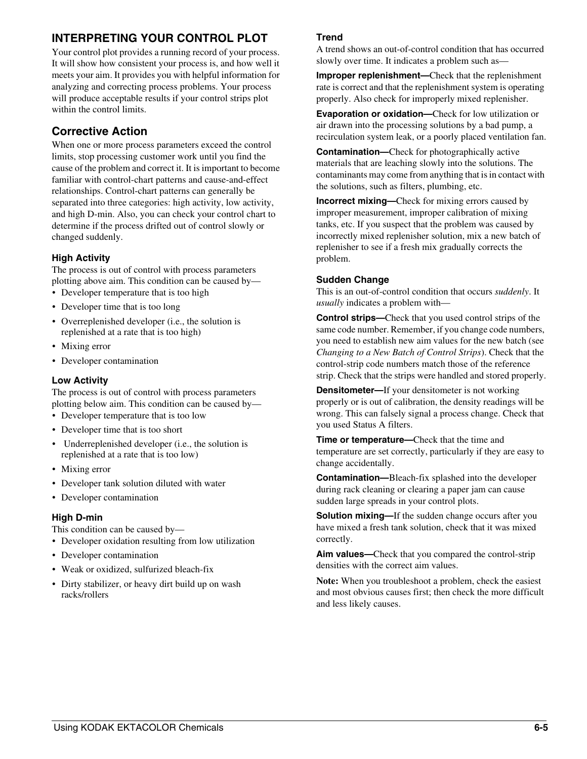## INTERPRETING YOUR CONTROL PLOT

Your control plot provides a running record of your process. It will show how consistent your process is, and how well it meets your aim. It provides you with helpful information for analyzing and correcting process problems. Your process will produce acceptable results if your control strips plot within the control limits.

### Corrective Action

When one or more process parameters exceed the control limits, stop processing customer work until you find the cause of the problem and correct it. It is important to become familiar with control-chart patterns and cause-and-effect relationships. Control-chart patterns can generally be separated into three categories: high activity, low activity, and high D-min. Also, you can check your control chart to determine if the process drifted out of control slowly or changed suddenly.

#### High Activity

The process is out of control with process parameters plotting above aim. This condition can be caused by—

- Developer temperature that is too high
- Developer time that is too long
- Overreplenished developer (i.e., the solution is replenished at a rate that is too high)
- Mixing error
- Developer contamination

#### Low Activity

The process is out of control with process parameters plotting below aim. This condition can be caused by—

- Developer temperature that is too low
- Developer time that is too short
- Underreplenished developer (i.e., the solution is replenished at a rate that is too low)
- Mixing error
- Developer tank solution diluted with water
- Developer contamination

#### High D-min

This condition can be caused by—

- Developer oxidation resulting from low utilization
- Developer contamination
- Weak or oxidized, sulfurized bleach-fix
- Dirty stabilizer, or heavy dirt build up on wash racks/rollers

#### Trend

A trend shows an out-of-control condition that has occurred slowly over time. It indicates a problem such as—

**Improper replenishment—**Check that the replenishment rate is correct and that the replenishment system is operating properly. Also check for improperly mixed replenisher.

**Evaporation or oxidation—**Check for low utilization or air drawn into the processing solutions by a bad pump, a recirculation system leak, or a poorly placed ventilation fan.

**Contamination—**Check for photographically active materials that are leaching slowly into the solutions. The contaminants may come from anything that is in contact with the solutions, such as filters, plumbing, etc.

**Incorrect mixing—**Check for mixing errors caused by improper measurement, improper calibration of mixing tanks, etc. If you suspect that the problem was caused by incorrectly mixed replenisher solution, mix a new batch of replenisher to see if a fresh mix gradually corrects the problem.

#### Sudden Change

This is an out-of-control condition that occurs *suddenly*. It *usually* indicates a problem with—

**Control strips—**Check that you used control strips of the same code number. Remember, if you change code numbers, you need to establish new aim values for the new batch (see *Changing to a New Batch of Control Strips*). Check that the control-strip code numbers match those of the reference strip. Check that the strips were handled and stored properly.

**Densitometer—**If your densitometer is not working properly or is out of calibration, the density readings will be wrong. This can falsely signal a process change. Check that you used Status A filters.

**Time or temperature—**Check that the time and temperature are set correctly, particularly if they are easy to change accidentally.

**Contamination—**Bleach-fix splashed into the developer during rack cleaning or clearing a paper jam can cause sudden large spreads in your control plots.

**Solution mixing—**If the sudden change occurs after you have mixed a fresh tank solution, check that it was mixed correctly.

**Aim values—**Check that you compared the control-strip densities with the correct aim values.

**Note:** When you troubleshoot a problem, check the easiest and most obvious causes first; then check the more difficult and less likely causes.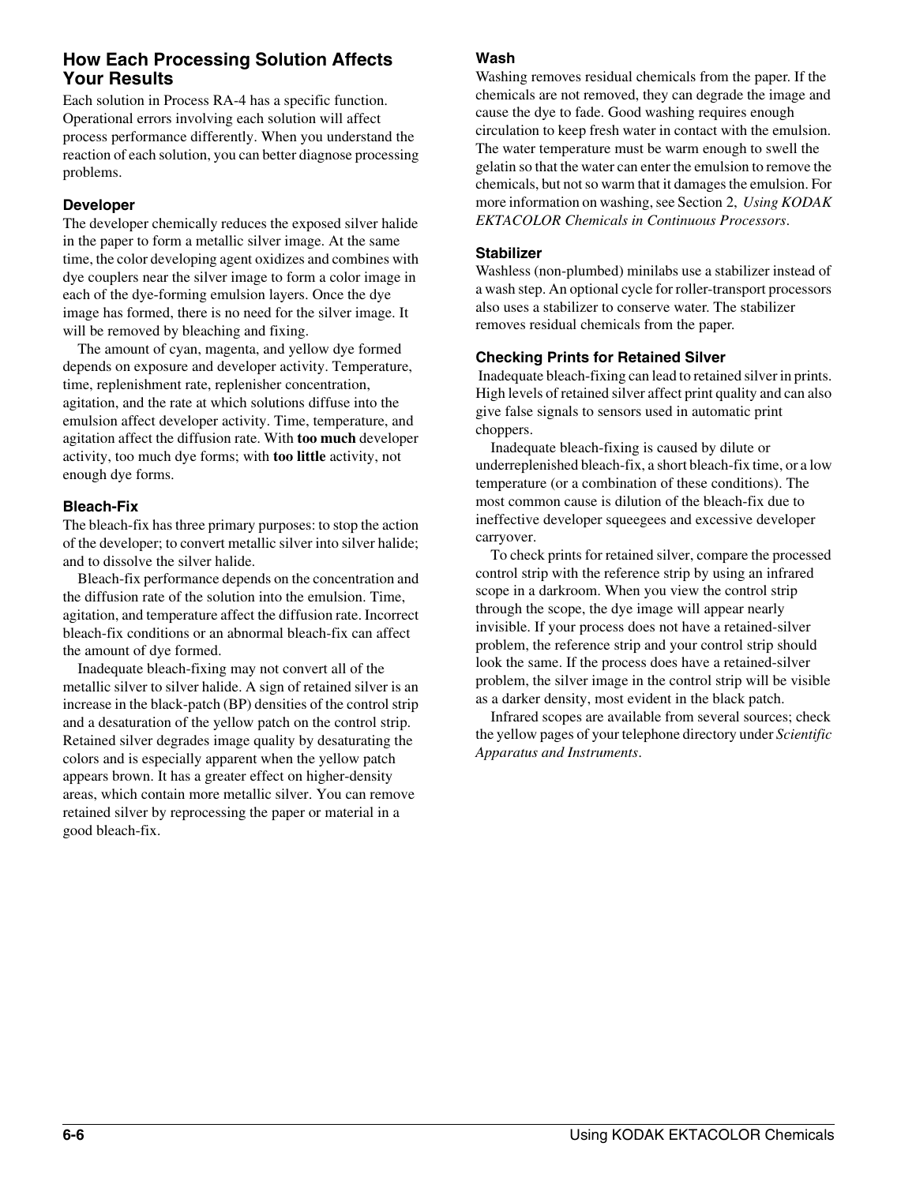## How Each Processing Solution Affects Your Results

Each solution in Process RA-4 has a specific function. Operational errors involving each solution will affect process performance differently. When you understand the reaction of each solution, you can better diagnose processing problems.

### Developer

The developer chemically reduces the exposed silver halide in the paper to form a metallic silver image. At the same time, the color developing agent oxidizes and combines with dye couplers near the silver image to form a color image in each of the dye-forming emulsion layers. Once the dye image has formed, there is no need for the silver image. It will be removed by bleaching and fixing.

The amount of cyan, magenta, and yellow dye formed depends on exposure and developer activity. Temperature, time, replenishment rate, replenisher concentration, agitation, and the rate at which solutions diffuse into the emulsion affect developer activity. Time, temperature, and agitation affect the diffusion rate. With **too much** developer activity, too much dye forms; with **too little** activity, not enough dye forms.

### Bleach-Fix

The bleach-fix has three primary purposes: to stop the action of the developer; to convert metallic silver into silver halide; and to dissolve the silver halide.

Bleach-fix performance depends on the concentration and the diffusion rate of the solution into the emulsion. Time, agitation, and temperature affect the diffusion rate. Incorrect bleach-fix conditions or an abnormal bleach-fix can affect the amount of dye formed.

Inadequate bleach-fixing may not convert all of the metallic silver to silver halide. A sign of retained silver is an increase in the black-patch (BP) densities of the control strip and a desaturation of the yellow patch on the control strip. Retained silver degrades image quality by desaturating the colors and is especially apparent when the yellow patch appears brown. It has a greater effect on higher-density areas, which contain more metallic silver. You can remove retained silver by reprocessing the paper or material in a good bleach-fix.

### Wash

Washing removes residual chemicals from the paper. If the chemicals are not removed, they can degrade the image and cause the dye to fade. Good washing requires enough circulation to keep fresh water in contact with the emulsion. The water temperature must be warm enough to swell the gelatin so that the water can enter the emulsion to remove the chemicals, but not so warm that it damages the emulsion. For more information on washing, see Section 2, *Using KODAK EKTACOLOR Chemicals in Continuous Processors*.

### Stabilizer

Washless (non-plumbed) minilabs use a stabilizer instead of a wash step. An optional cycle for roller-transport processors also uses a stabilizer to conserve water. The stabilizer removes residual chemicals from the paper.

### Checking Prints for Retained Silver

Inadequate bleach-fixing can lead to retained silver in prints. High levels of retained silver affect print quality and can also give false signals to sensors used in automatic print choppers.

Inadequate bleach-fixing is caused by dilute or underreplenished bleach-fix, a short bleach-fix time, or a low temperature (or a combination of these conditions). The most common cause is dilution of the bleach-fix due to ineffective developer squeegees and excessive developer carryover.

To check prints for retained silver, compare the processed control strip with the reference strip by using an infrared scope in a darkroom. When you view the control strip through the scope, the dye image will appear nearly invisible. If your process does not have a retained-silver problem, the reference strip and your control strip should look the same. If the process does have a retained-silver problem, the silver image in the control strip will be visible as a darker density, most evident in the black patch.

Infrared scopes are available from several sources; check the yellow pages of your telephone directory under *Scientific Apparatus and Instruments*.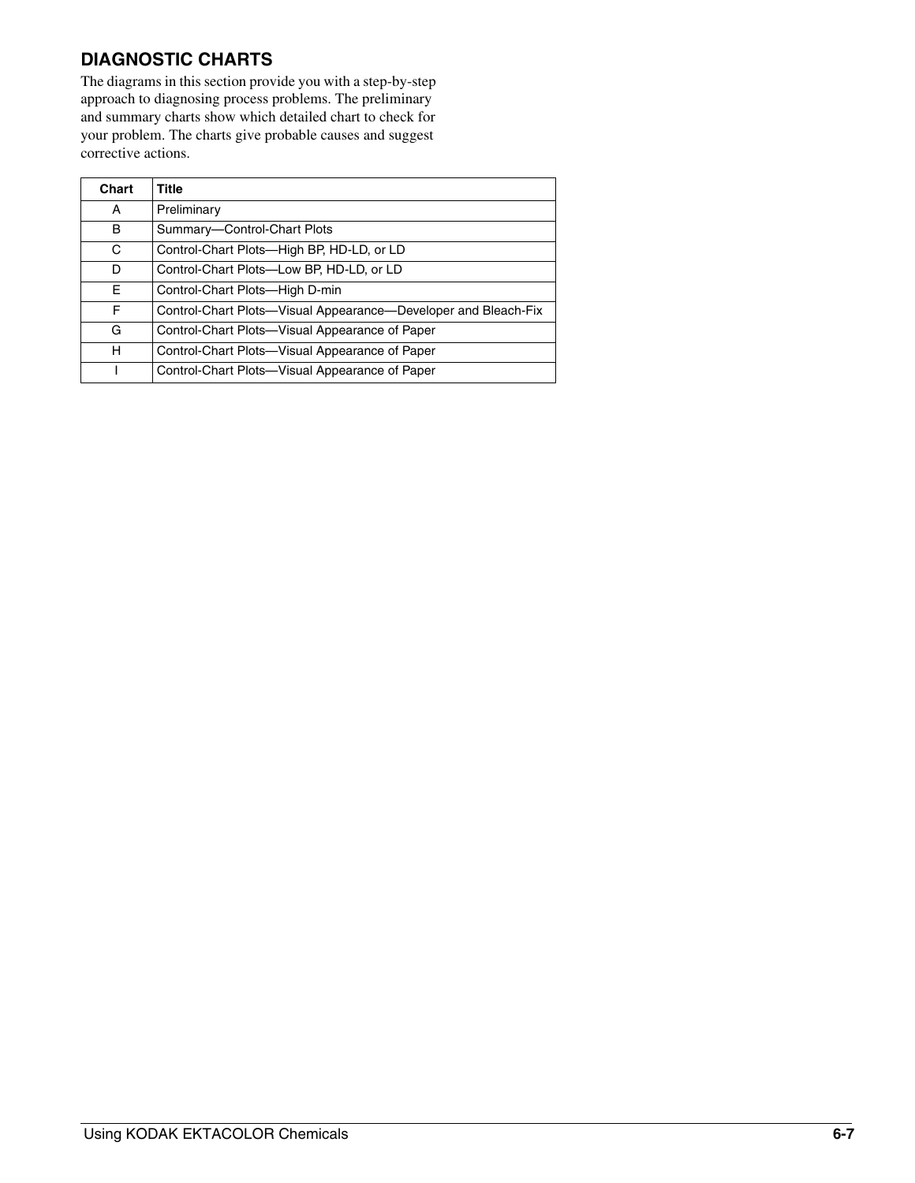## DIAGNOSTIC CHARTS

The diagrams in this section provide you with a step-by-step approach to diagnosing process problems. The preliminary and summary charts show which detailed chart to check for your problem. The charts give probable causes and suggest corrective actions.

| Chart | Title |
|---|---|
| A | Preliminary |
| B | Summary—Control-Chart Plots |
| C | Control-Chart Plots—High BP, HD-LD, or LD |
| D | Control-Chart Plots—Low BP, HD-LD, or LD |
| E | Control-Chart Plots—High D-min |
| F | Control-Chart Plots—Visual Appearance—Developer and Bleach-Fix |
| G | Control-Chart Plots—Visual Appearance of Paper |
| H | Control-Chart Plots—Visual Appearance of Paper |
| I | Control-Chart Plots—Visual Appearance of Paper |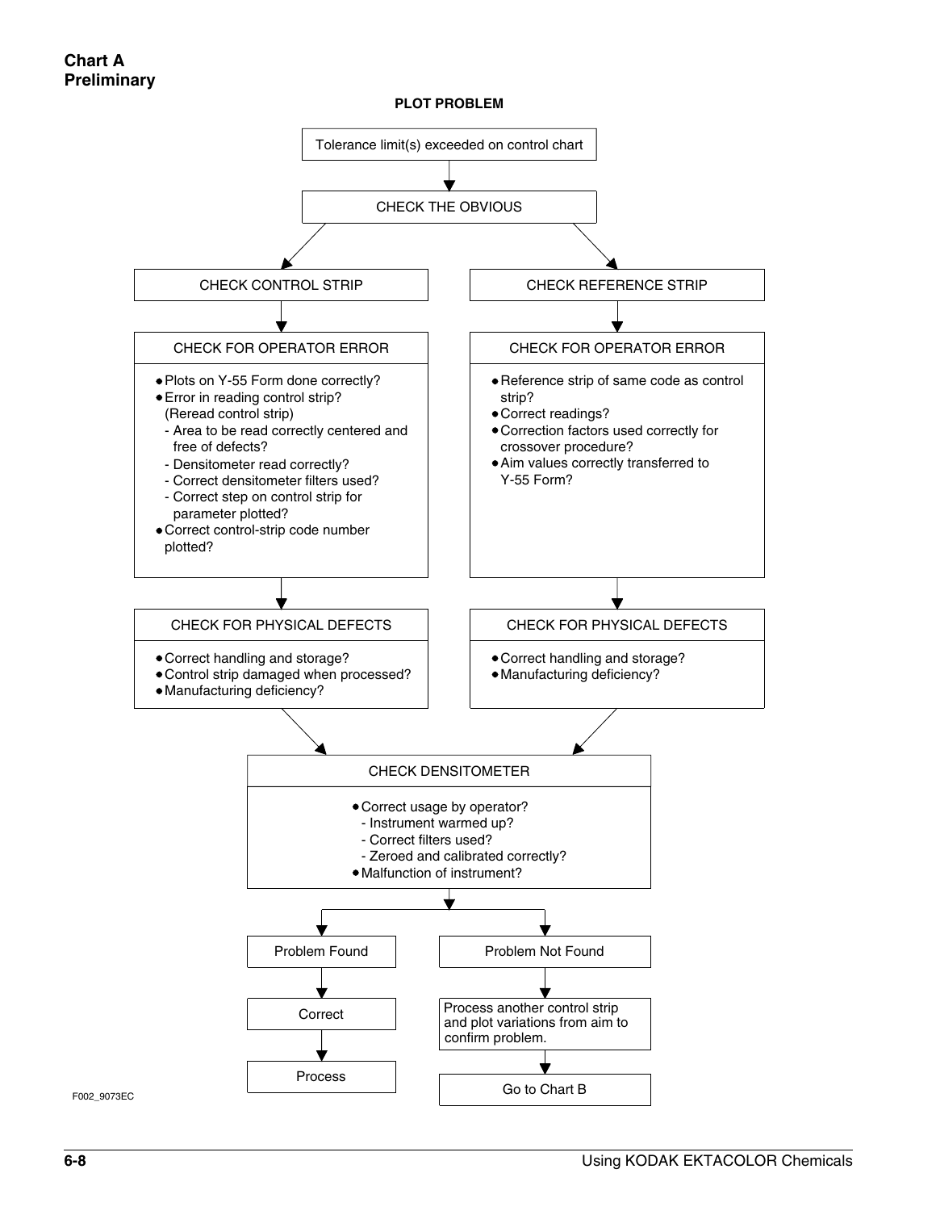## Chart A
## Preliminary

**PLOT PROBLEM**

Tolerance limit(s) exceeded on control chart

CHECK THE OBVIOUS

CHECK CONTROL STRIP

CHECK FOR OPERATOR ERROR

- Plots on Y-55 Form done correctly?
- Error in reading control strip? (Reread control strip)
  - Area to be read correctly centered and free of defects?
  - Densitometer read correctly?
  - Correct densitometer filters used?
  - Correct step on control strip for parameter plotted?
- Correct control-strip code number plotted?

CHECK FOR PHYSICAL DEFECTS

- Correct handling and storage?
- Control strip damaged when processed?
- Manufacturing deficiency?

CHECK REFERENCE STRIP

CHECK FOR OPERATOR ERROR

- Reference strip of same code as control strip?
- Correct readings?
- Correction factors used correctly for crossover procedure?
- Aim values correctly transferred to Y-55 Form?

CHECK FOR PHYSICAL DEFECTS

- Correct handling and storage?
- Manufacturing deficiency?

CHECK DENSITOMETER

- Correct usage by operator?
  - Instrument warmed up?
  - Correct filters used?
  - Zeroed and calibrated correctly?
- Malfunction of instrument?

Problem Found

Correct

Process

Problem Not Found

Process another control strip and plot variations from aim to confirm problem.

Go to Chart B

F002_9073EC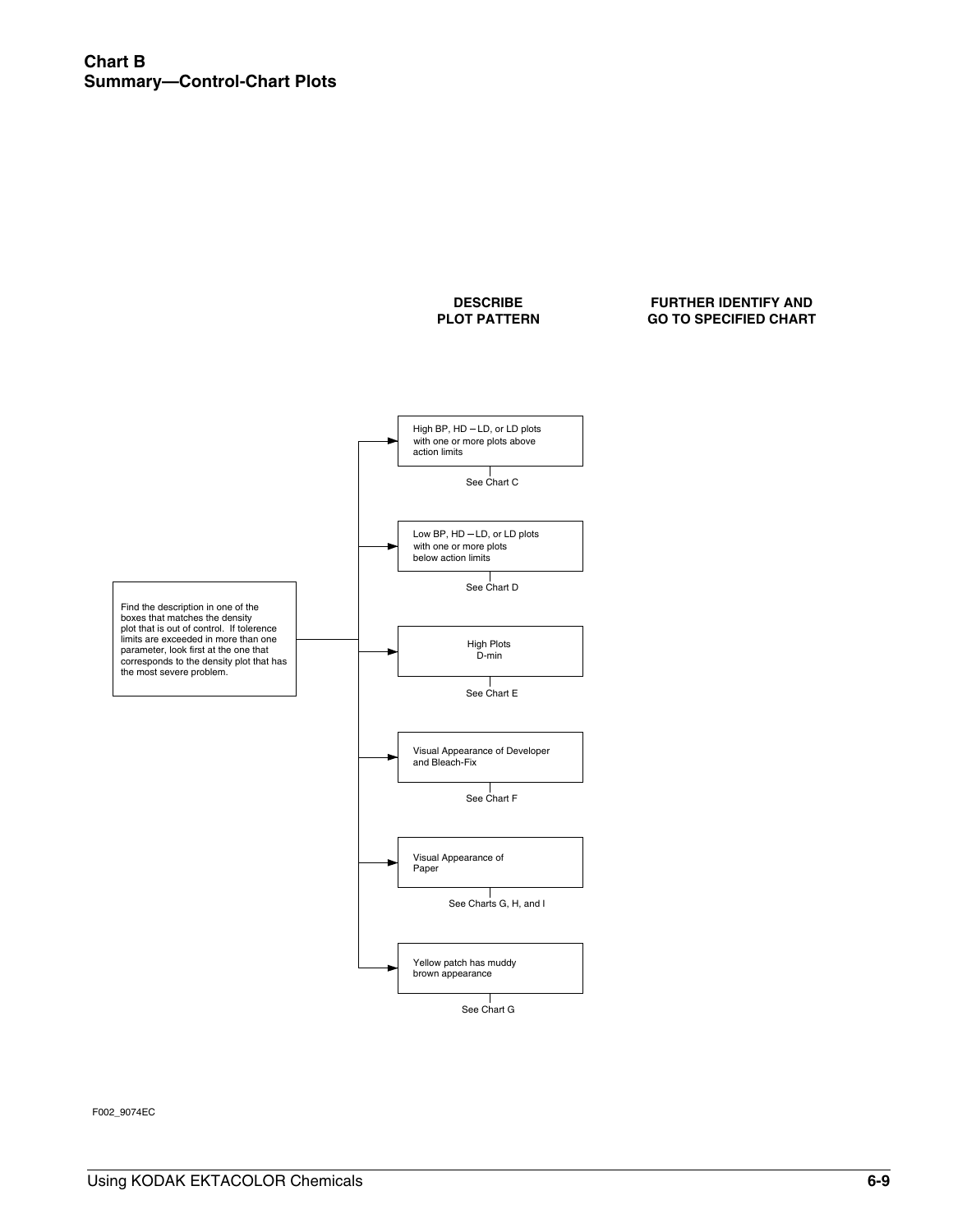## Chart B
## Summary—Control-Chart Plots

**DESCRIBE PLOT PATTERN**

**FURTHER IDENTIFY AND GO TO SPECIFIED CHART**

Find the description in one of the boxes that matches the density plot that is out of control. If tolerence limits are exceeded in more than one parameter, look first at the one that corresponds to the density plot that has the most severe problem.

High BP, HD – LD, or LD plots with one or more plots above action limits

See Chart C

Low BP, HD – LD, or LD plots with one or more plots below action limits

See Chart D

High Plots D-min

See Chart E

Visual Appearance of Developer and Bleach-Fix

See Chart F

Visual Appearance of Paper

See Charts G, H, and I

Yellow patch has muddy brown appearance

See Chart G

F002_9074EC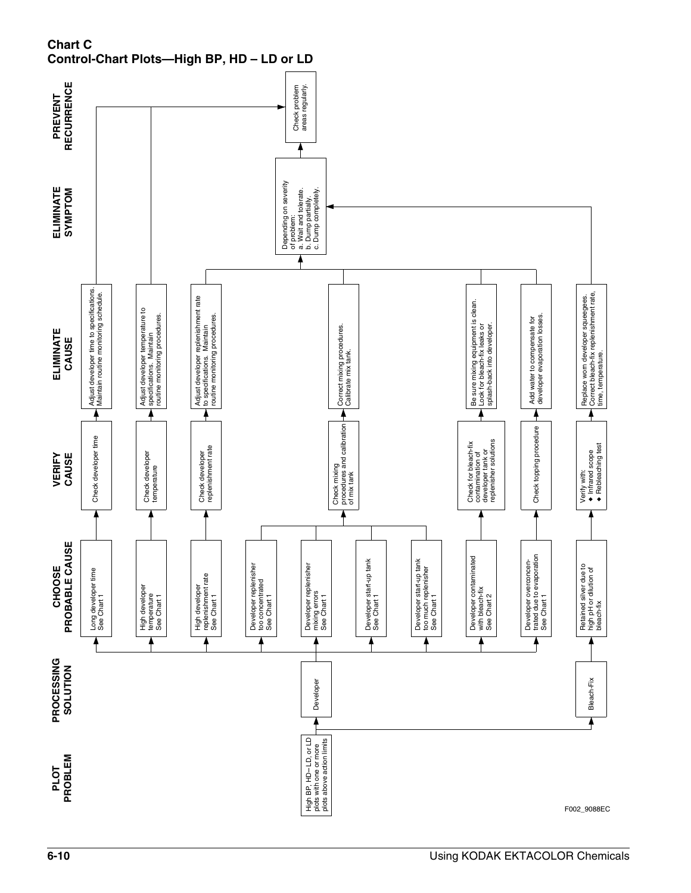## Chart C
## Control-Chart Plots—High BP, HD – LD or LD

PLOT PROBLEM

PROCESSING SOLUTION

CHOOSE PROBABLE CAUSE

VERIFY CAUSE

ELIMINATE CAUSE

ELIMINATE SYMPTOM

PREVENT RECURRENCE

High BP, HD−LD or LD plots with one or more plots above action limits

Developer

Bleach-Fix

Long developer time See Chart 1

High developer temperature See Chart 1

High developer replenishment rate See Chart 1

Developer replenisher too concentrated See Chart 1

Developer replenisher mixing errors See Chart 1

Developer start-up tank See Chart 1

Developer start-up tank too much replenisher See Chart 1

Developer contaminated with bleach-fix See Chart 2

Developer overconcentrated due to evaporation See Chart 1

Retained silver due to high pH or dilution of bleach-fix

Check developer time

Check developer temperature

Check developer replenishment rate

Check mixing procedures and calibration of mix tank

Check for bleach-fix contamination of developer tank or replenisher solutions

Check topping procedure

Verify with:
- Infrared scope
- Rebleaching test

Adjust developer time to specifications. Maintain routine monitoring schedule.

Adjust developer temperature to specifications. Maintain routine monitoring procedures.

Adjust developer replenishment rate to specifications. Maintain routine monitoring procedures.

Correct mixing procedures. Calibrate mix tank.

Be sure mixing equipment is clean. Look for bleach-fix leaks or splash-back into developer.

Add water to compensate for developer evaporation losses.

Replace worn developer squeegees. Correct bleach-fix replenishment rate, time, temperature.

Depending on severity of problem:
a. Wait and tolerate.
b. Dump partially.
c. Dump completely.

Check problem areas regularly.

F002_9088EC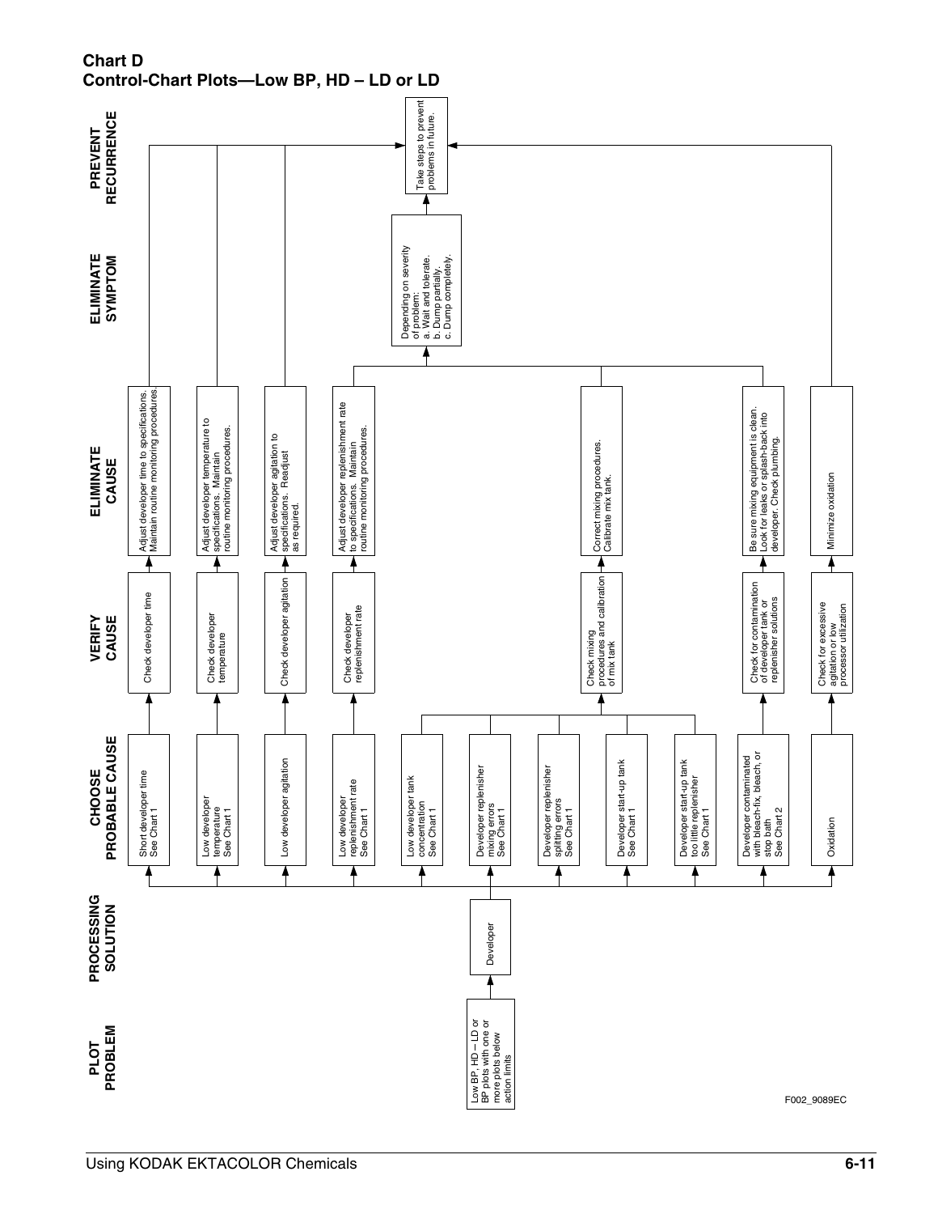# Chart D
## Control-Chart Plots—Low BP, HD – LD or LD

PLOT PROBLEM

PROCESSING SOLUTION

CHOOSE PROBABLE CAUSE

VERIFY CAUSE

ELIMINATE CAUSE

ELIMINATE SYMPTOM

PREVENT RECURRENCE

Low BP, HD – LD or BP plots with one or more plots below action limits

Developer

Short developer time See Chart 1

Low developer temperature See Chart 1

Low developer agitation

Low developer replenishment rate See Chart 1

Low developer tank concentration See Chart 1

Developer replenisher mixing errors See Chart 1

Developer replenisher splitting errors See Chart 1

Developer start-up tank See Chart 1

Developer start-up tank too little replenisher See Chart 1

Developer contaminated with bleach-fix, bleach, or stop bath See Chart 2

Oxidation

Check developer time

Check developer temperature

Check developer agitation

Check developer replenishment rate

Check mixing procedures and calibration of mix tank

Check for contamination of developer tank or replenisher solutions

Check for excessive agitation or low processor utilization

Adjust developer time to specifications. Maintain routine monitoring procedures.

Adjust developer temperature to specifications. Maintain routine monitoring procedures.

Adjust developer agitation to specifications. Readjust as required.

Adjust developer replenishment rate to specifications. Maintain routine monitoring procedures.

Correct mixing procedures. Calibrate mix tank.

Be sure mixing equipment is clean. Look for leaks or splash-back into developer. Check plumbing.

Minimize oxidation

Depending on severity of problem:
a. Wait and tolerate.
b. Dump partially.
c. Dump completely.

Take steps to prevent problems in future.

F002_9089EC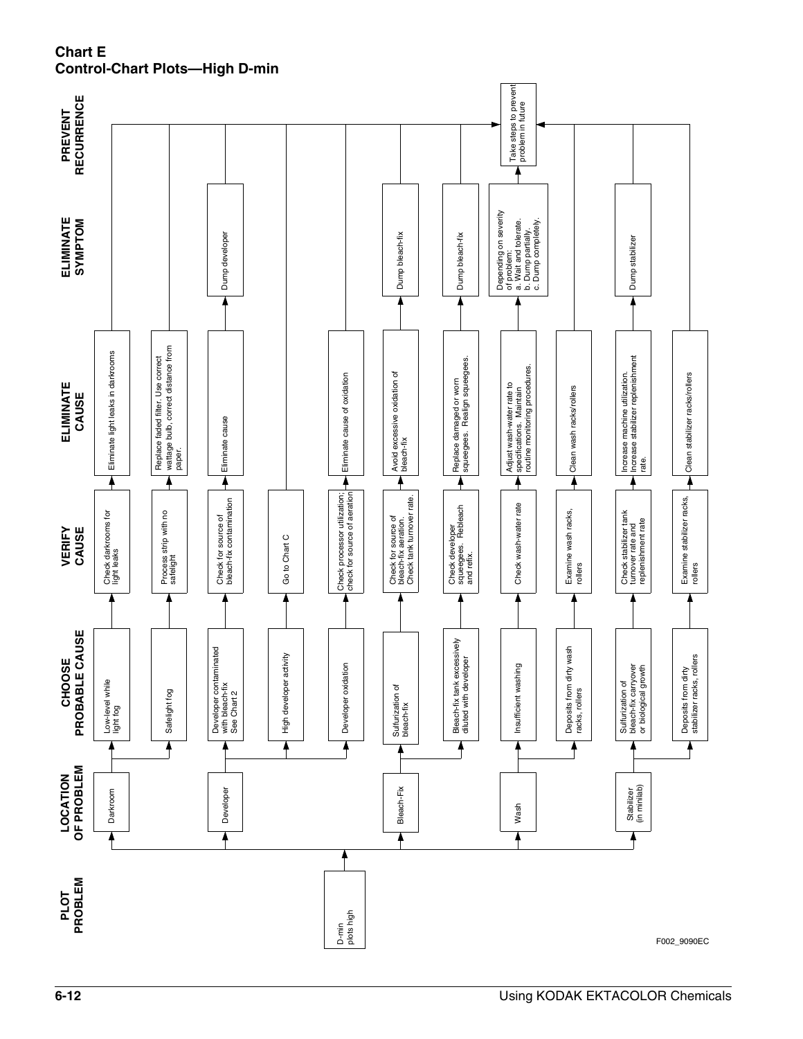# Chart E
## Control-Chart Plots—High D-min

PLOT PROBLEM

LOCATION OF PROBLEM

CHOOSE PROBABLE CAUSE

VERIFY CAUSE

ELIMINATE CAUSE

ELIMINATE SYMPTOM

PREVENT RECURRENCE

D-min plots high

Darkroom

Low-level white light fog

Check darkrooms for light leaks

Eliminate light leaks in darkrooms

Safelight fog

Process strip with no safelight

Replace faded filter. Use correct wattage bulb, correct distance from paper.

Developer

Developer contaminated with bleach-fix See Chart 2

Check for source of bleach-fix contamination

Eliminate cause

Dump developer

High developer activity

Go to Chart C

Developer oxidation

Check processor utilization; check for source of aeration

Eliminate cause of oxidation

Bleach-Fix

Sulfurization of bleach-fix

Check for source of bleach-fix aeration. Check tank turnover rate.

Avoid excessive oxidation of bleach-fix

Dump bleach-fix

Bleach-fix tank excessively diluted with developer

Check developer squeegees. Rebleach and refix.

Replace damaged or worn squeegees. Realign squeegees.

Dump bleach-fix

Wash

Insufficient washing

Check wash-water rate

Adjust wash-water rate to specifications. Maintain routine monitoring procedures.

Depending on severity of problem:
a. Wait and tolerate.
b. Dump partially.
c. Dump completely.

Deposits from dirty wash racks, rollers

Examine wash racks, rollers

Clean wash racks/rollers

Stabilizer (in minilab)

Sulfurization of bleach-fix carryover or biological growth

Check stabilizer tank turnover rate and replenishment rate

Increase machine utilization. Increase stabilizer replenishment rate.

Dump stabilizer

Deposits from dirty stabilizer racks, rollers

Examine stabilizer racks, rollers

Clean stabilizer racks/rollers

Take steps to prevent problem in future

F002_9090EC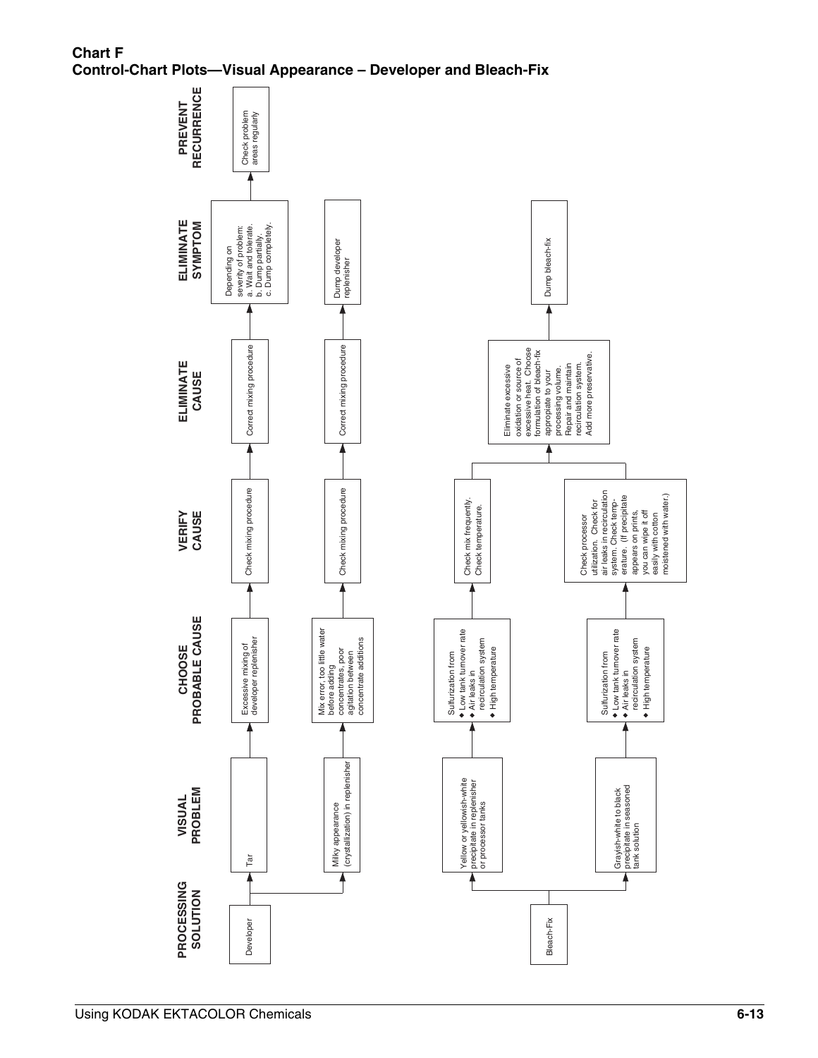## Chart F
## Control-Chart Plots—Visual Appearance – Developer and Bleach-Fix

PROCESSING SOLUTION

VISUAL PROBLEM

CHOOSE PROBABLE CAUSE

VERIFY CAUSE

ELIMINATE CAUSE

ELIMINATE SYMPTOM

PREVENT RECURRENCE

Developer

Tar

Excessive mixing of developer replenisher

Check mixing procedure

Correct mixing procedure

Depending on severity of problem:
a. Wait and tolerate.
b. Dump partially.
c. Dump completely.

Check problem areas regularly

Milky appearance (crystallization) in replenisher

Mix error, too little water before adding concentrates, poor agitation between concentrate additions

Check mixing procedure

Correct mixing procedure

Dump developer replenisher

Bleach-Fix

Yellow or yellowish-white precipitate in replenisher or processor tanks

Sulfurization from
- Low tank turnover rate
- Air leaks in recirculation system
- High temperature

Check mix frequently. Check temperature.

Grayish-white to black precipitate in seasoned tank solution

Sulfurization from
- Low tank turnover rate
- Air leaks in recirculation system
- High temperature

Check processor utilization. Check for air leaks in recirculation system. Check temperature. (If precipitate appears on prints, you can wipe it off easily with cotton moistened with water.)

Eliminate excessive oxidation or source of excessive heat. Choose formulation of bleach-fix appropiate to your processing volume. Repair and maintain recirculation system. Add more preservative.

Dump bleach-fix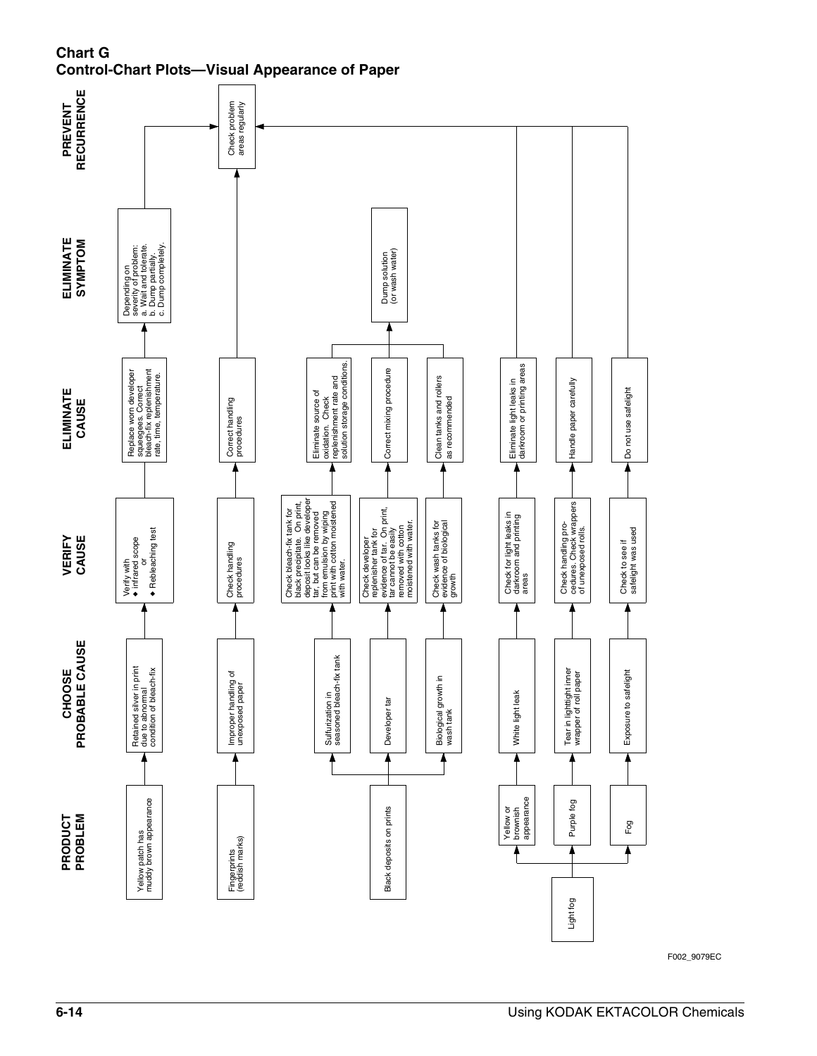## Chart G
## Control-Chart Plots—Visual Appearance of Paper

PRODUCT PROBLEM

CHOOSE PROBABLE CAUSE

VERIFY CAUSE

ELIMINATE CAUSE

ELIMINATE SYMPTOM

PREVENT RECURRENCE

Yellow patch has muddy brown appearance

Retained silver in print due to abnormal condition of bleach-fix

Verify with
◆ infrared scope
or
◆ Rebleaching test

Replace worn developer squeegees. Correct bleach-fix replenishment rate, time, temperature.

Depending on severity of problem:
a. Wait and tolerate.
b. Dump partially.
c. Dump completely.

Check problem areas regularly

Fingerprints (reddish marks)

Improper handling of unexposed paper

Check handling procedures

Correct handling procedures

Black deposits on prints

Sulfurization in seasoned bleach-fix tank

Check bleach-fix tank for black precipitate. On print, deposit looks like developer tar, but can be removed from emulsion by wiping print with cotton moistened with water.

Eliminate source of oxidation. Check replenishment rate and solution storage conditions.

Developer tar

Check developer replenisher tank for evidence of tar. On print, tar cannot be easily removed with cotton moistened with water.

Correct mixing procedure

Biological growth in wash tank

Check wash tanks for evidence of biological growth

Clean tanks and rollers as recommended

Dump solution (or wash water)

Light fog

Yellow or brownish appearance

White light leak

Check for light leaks in darkroom and printing areas

Eliminate light leaks in darkroom or printing areas

Purple fog

Tear in lighttight inner wrapper of roll paper

Check handling procedures. Check wrappers of unexposed rolls.

Handle paper carefully

Fog

Exposure to safelight

Check to see if safelight was used

Do not use safelight

F002_9079EC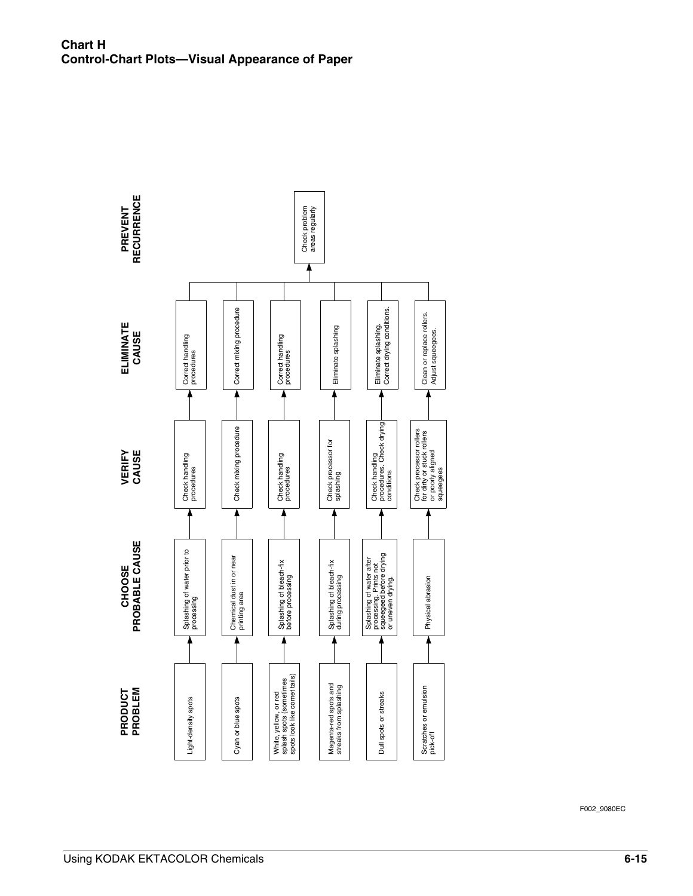## Chart H
## Control-Chart Plots—Visual Appearance of Paper

PRODUCT PROBLEM

CHOOSE PROBABLE CAUSE

VERIFY CAUSE

ELIMINATE CAUSE

PREVENT RECURRENCE

Light-density spots

Splashing of water prior to processing

Check handling procedures

Correct handling procedures

Cyan or blue spots

Chemical dust in or near printing area

Check mixing procedure

Correct mixing procedure

White, yellow, or red splash spots (sometimes spots look like comet tails)

Splashing of bleach-fix before processing

Check handling procedures

Correct handling procedures

Magenta-red spots and streaks from splashing

Splashing of bleach-fix during processing

Check processor for splashing

Eliminate splashing

Dull spots or streaks

Splashing of water after processing. Prints not squeegeed before drying or uneven drying.

Check handling procedures. Check drying conditions

Eliminate splashing. Correct drying conditions.

Scratches or emulsion pick-off

Physical abrasion

Check processor rollers for dirty or stuck rollers or poorly aligned squeegees

Clean or replace rollers. Adjust squeegees.

Check problem areas regularly

F002_9080EC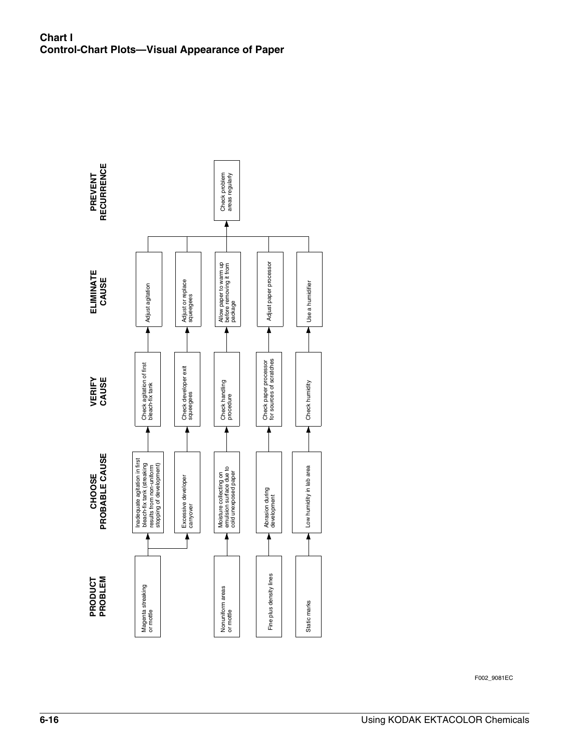## Chart I
## Control-Chart Plots—Visual Appearance of Paper

PRODUCT PROBLEM

CHOOSE PROBABLE CAUSE

VERIFY CAUSE

ELIMINATE CAUSE

PREVENT RECURRENCE

Magenta streaking or mottle

Inadequate agitation in first bleach-fix tank (streaking results from non-uniform stopping of development)

Check agitation of first bleach-fix tank

Adjust agitation

Excessive developer carryover

Check developer exit squeegees

Adjust or replace squeegees

Nonuniform areas or mottle

Moisture collecting on emulsion surface due to cold unexposed paper

Check handling procedure

Allow paper to warm up before removing it from package

Fine plus density lines

Abrasion during development

Check paper processor for sources of scratches

Adjust paper processor

Static marks

Low humidity in lab area

Check humidity

Use a humidifier

Check problem areas regularly

F002_9081EC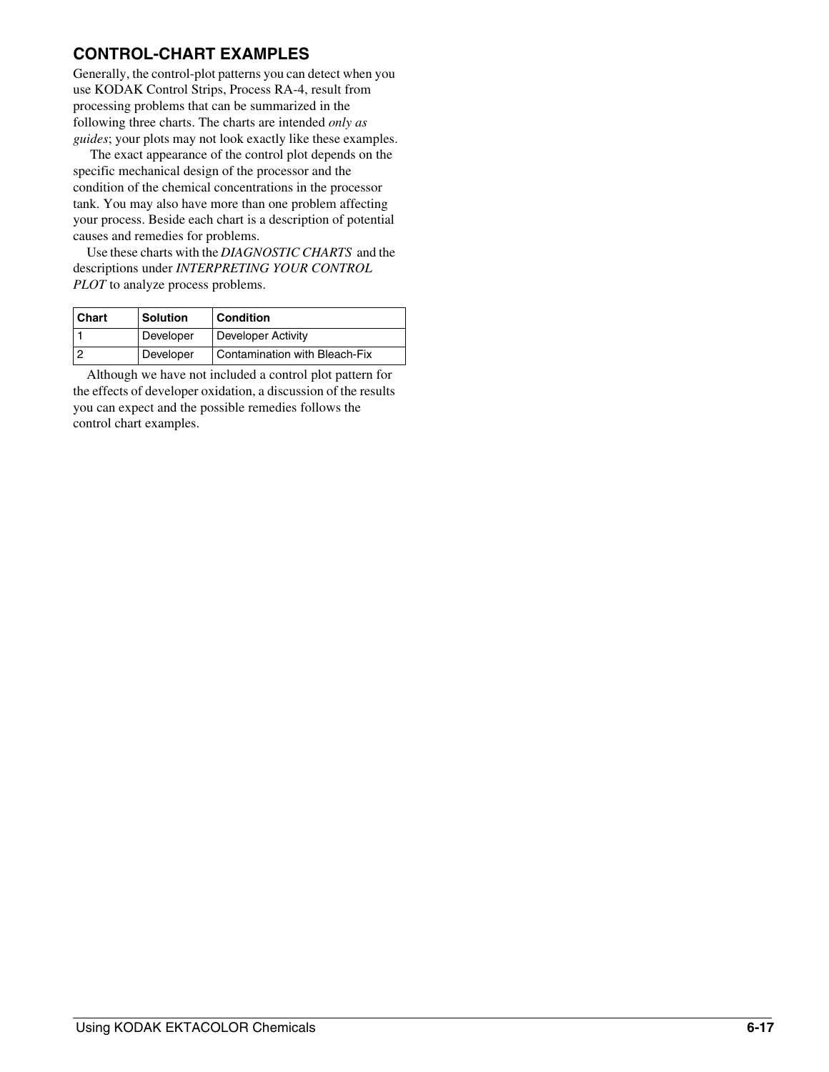## CONTROL-CHART EXAMPLES

Generally, the control-plot patterns you can detect when you use KODAK Control Strips, Process RA-4, result from processing problems that can be summarized in the following three charts. The charts are intended *only as guides*; your plots may not look exactly like these examples.

The exact appearance of the control plot depends on the specific mechanical design of the processor and the condition of the chemical concentrations in the processor tank. You may also have more than one problem affecting your process. Beside each chart is a description of potential causes and remedies for problems.

Use these charts with the *DIAGNOSTIC CHARTS* and the descriptions under *INTERPRETING YOUR CONTROL PLOT* to analyze process problems.

| Chart | Solution | Condition |
| --- | --- | --- |
| 1 | Developer | Developer Activity |
| 2 | Developer | Contamination with Bleach-Fix |

Although we have not included a control plot pattern for the effects of developer oxidation, a discussion of the results you can expect and the possible remedies follows the control chart examples.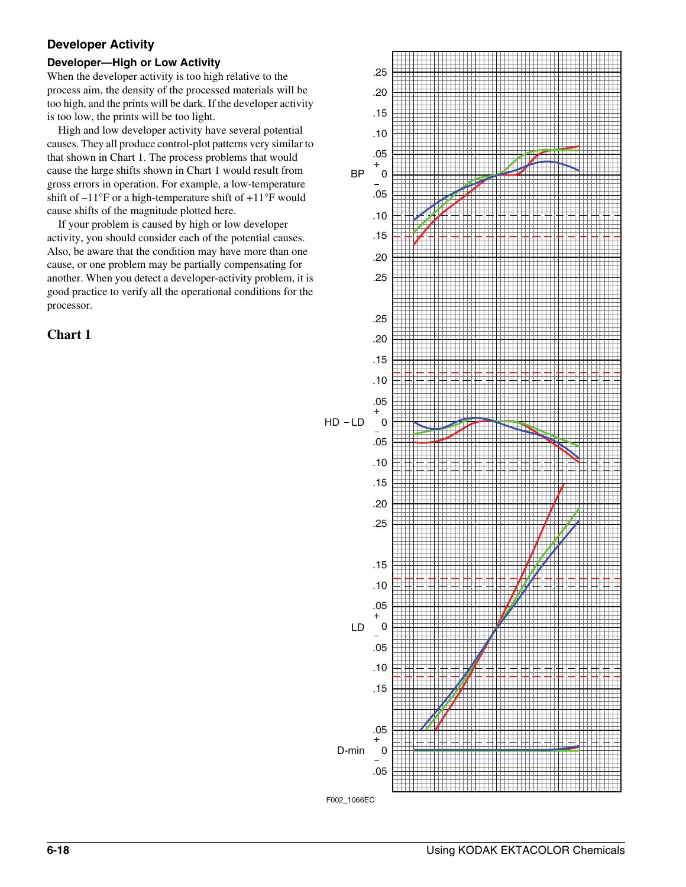## Developer Activity

### Developer—High or Low Activity

When the developer activity is too high relative to the process aim, the density of the processed materials will be too high, and the prints will be dark. If the developer activity is too low, the prints will be too light.

High and low developer activity have several potential causes. They all produce control-plot patterns very similar to that shown in Chart 1. The process problems that would cause the large shifts shown in Chart 1 would result from gross errors in operation. For example, a low-temperature shift of –11°F or a high-temperature shift of +11°F would cause shifts of the magnitude plotted here.

If your problem is caused by high or low developer activity, you should consider each of the potential causes. Also, be aware that the condition may have more than one cause, or one problem may be partially compensating for another. When you detect a developer-activity problem, it is good practice to verify all the operational conditions for the processor.

**Chart 1**

F002_1066EC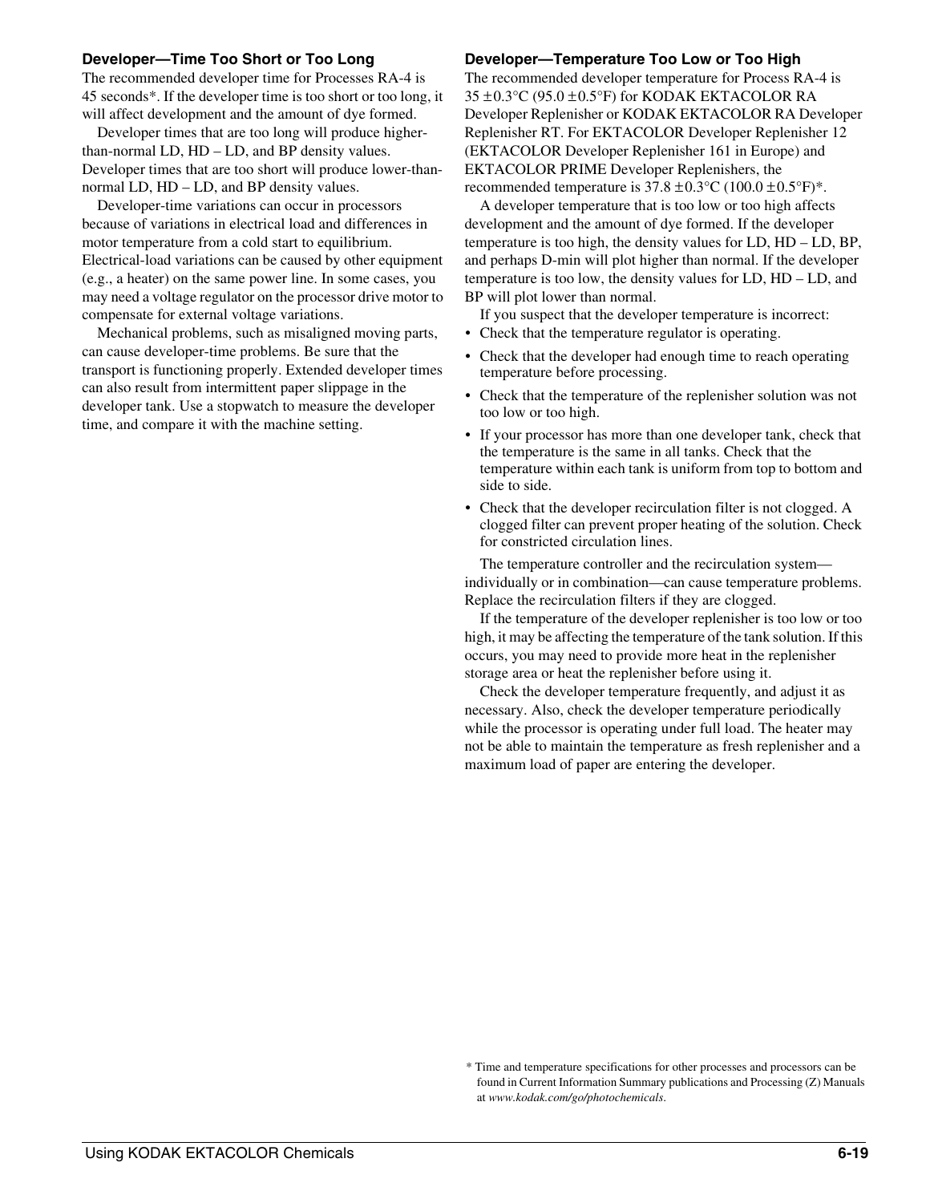#### Developer—Time Too Short or Too Long

The recommended developer time for Processes RA-4 is 45 seconds*. If the developer time is too short or too long, it will affect development and the amount of dye formed.

Developer times that are too long will produce higher-than-normal LD, HD – LD, and BP density values. Developer times that are too short will produce lower-than-normal LD, HD – LD, and BP density values.

Developer-time variations can occur in processors because of variations in electrical load and differences in motor temperature from a cold start to equilibrium. Electrical-load variations can be caused by other equipment (e.g., a heater) on the same power line. In some cases, you may need a voltage regulator on the processor drive motor to compensate for external voltage variations.

Mechanical problems, such as misaligned moving parts, can cause developer-time problems. Be sure that the transport is functioning properly. Extended developer times can also result from intermittent paper slippage in the developer tank. Use a stopwatch to measure the developer time, and compare it with the machine setting.

#### Developer—Temperature Too Low or Too High

The recommended developer temperature for Process RA-4 is 35 ±0.3°C (95.0 ±0.5°F) for KODAK EKTACOLOR RA Developer Replenisher or KODAK EKTACOLOR RA Developer Replenisher RT. For EKTACOLOR Developer Replenisher 12 (EKTACOLOR Developer Replenisher 161 in Europe) and EKTACOLOR PRIME Developer Replenishers, the recommended temperature is 37.8 ±0.3°C (100.0 ±0.5°F)*.

A developer temperature that is too low or too high affects development and the amount of dye formed. If the developer temperature is too high, the density values for LD, HD – LD, BP, and perhaps D-min will plot higher than normal. If the developer temperature is too low, the density values for LD, HD – LD, and BP will plot lower than normal.

If you suspect that the developer temperature is incorrect:

- Check that the temperature regulator is operating.
- Check that the developer had enough time to reach operating temperature before processing.
- Check that the temperature of the replenisher solution was not too low or too high.
- If your processor has more than one developer tank, check that the temperature is the same in all tanks. Check that the temperature within each tank is uniform from top to bottom and side to side.
- Check that the developer recirculation filter is not clogged. A clogged filter can prevent proper heating of the solution. Check for constricted circulation lines.

The temperature controller and the recirculation system—individually or in combination—can cause temperature problems. Replace the recirculation filters if they are clogged.

If the temperature of the developer replenisher is too low or too high, it may be affecting the temperature of the tank solution. If this occurs, you may need to provide more heat in the replenisher storage area or heat the replenisher before using it.

Check the developer temperature frequently, and adjust it as necessary. Also, check the developer temperature periodically while the processor is operating under full load. The heater may not be able to maintain the temperature as fresh replenisher and a maximum load of paper are entering the developer.

\* Time and temperature specifications for other processes and processors can be found in Current Information Summary publications and Processing (Z) Manuals at *www.kodak.com/go/photochemicals*.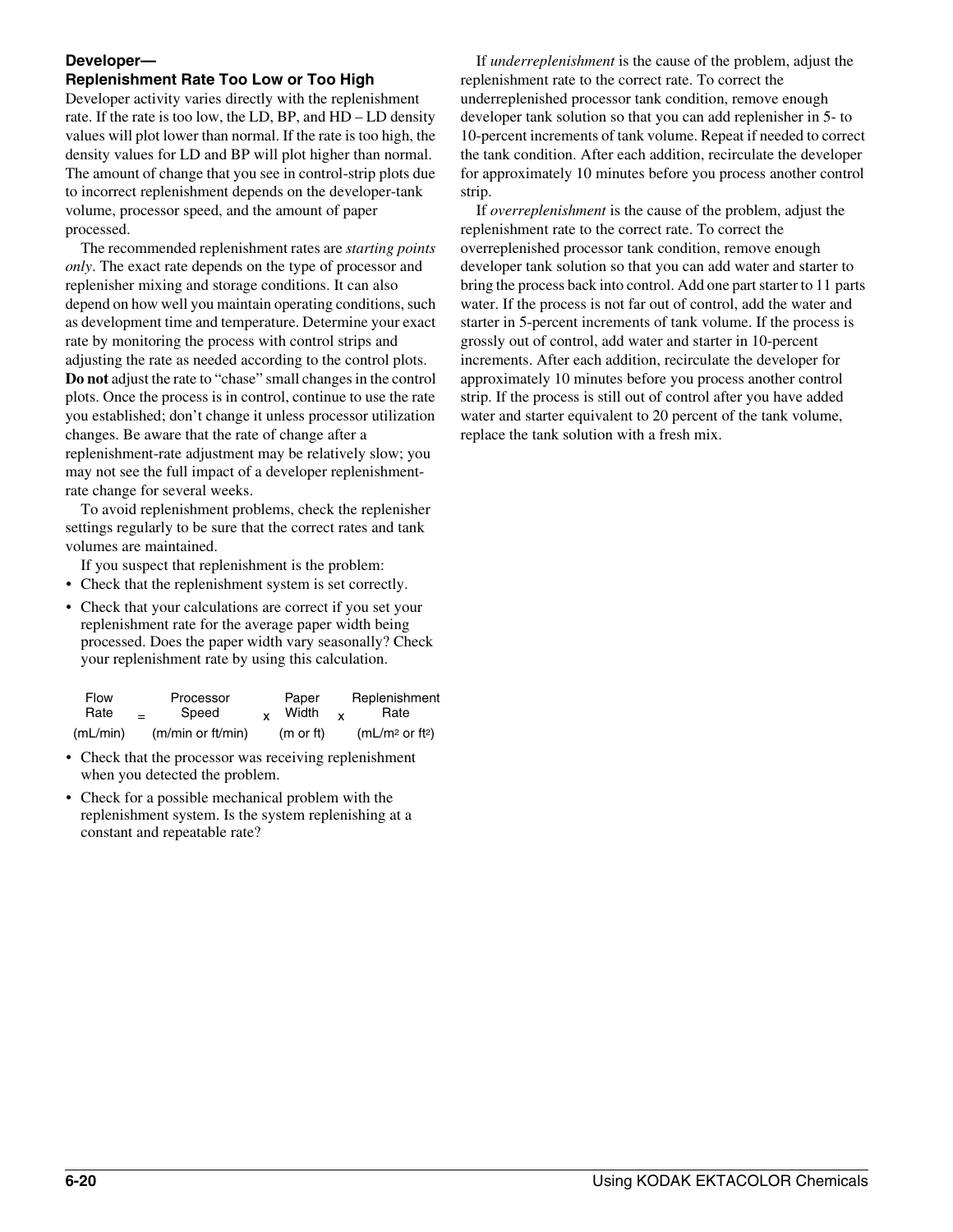### Developer—Replenishment Rate Too Low or Too High

Developer activity varies directly with the replenishment rate. If the rate is too low, the LD, BP, and HD – LD density values will plot lower than normal. If the rate is too high, the density values for LD and BP will plot higher than normal. The amount of change that you see in control-strip plots due to incorrect replenishment depends on the developer-tank volume, processor speed, and the amount of paper processed.

The recommended replenishment rates are *starting points only*. The exact rate depends on the type of processor and replenisher mixing and storage conditions. It can also depend on how well you maintain operating conditions, such as development time and temperature. Determine your exact rate by monitoring the process with control strips and adjusting the rate as needed according to the control plots. **Do not** adjust the rate to "chase" small changes in the control plots. Once the process is in control, continue to use the rate you established; don't change it unless processor utilization changes. Be aware that the rate of change after a replenishment-rate adjustment may be relatively slow; you may not see the full impact of a developer replenishment-rate change for several weeks.

To avoid replenishment problems, check the replenisher settings regularly to be sure that the correct rates and tank volumes are maintained.

If you suspect that replenishment is the problem:

- Check that the replenishment system is set correctly.
- Check that your calculations are correct if you set your replenishment rate for the average paper width being processed. Does the paper width vary seasonally? Check your replenishment rate by using this calculation.

$$\underset{(mL/min)}{\text{Flow Rate}} = \underset{(m/min \text{ or } ft/min)}{\text{Processor Speed}} \times \underset{(m \text{ or } ft)}{\text{Paper Width}} \times \underset{(mL/m^2 \text{ or } ft^2)}{\text{Replenishment Rate}}$$

- Check that the processor was receiving replenishment when you detected the problem.
- Check for a possible mechanical problem with the replenishment system. Is the system replenishing at a constant and repeatable rate?

If *underreplenishment* is the cause of the problem, adjust the replenishment rate to the correct rate. To correct the underreplenished processor tank condition, remove enough developer tank solution so that you can add replenisher in 5- to 10-percent increments of tank volume. Repeat if needed to correct the tank condition. After each addition, recirculate the developer for approximately 10 minutes before you process another control strip.

If *overreplenishment* is the cause of the problem, adjust the replenishment rate to the correct rate. To correct the overreplenished processor tank condition, remove enough developer tank solution so that you can add water and starter to bring the process back into control. Add one part starter to 11 parts water. If the process is not far out of control, add the water and starter in 5-percent increments of tank volume. If the process is grossly out of control, add water and starter in 10-percent increments. After each addition, recirculate the developer for approximately 10 minutes before you process another control strip. If the process is still out of control after you have added water and starter equivalent to 20 percent of the tank volume, replace the tank solution with a fresh mix.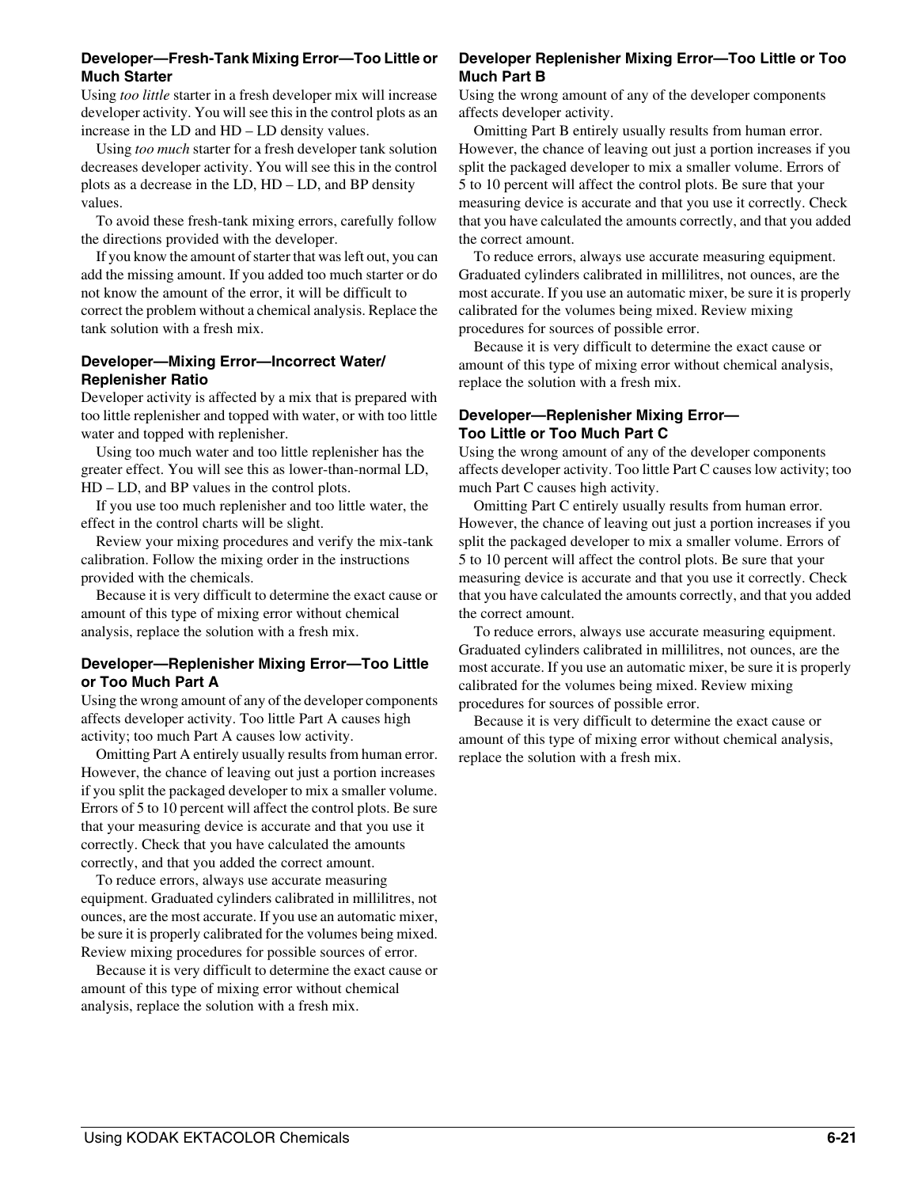### Developer—Fresh-Tank Mixing Error—Too Little or Much Starter

Using *too little* starter in a fresh developer mix will increase developer activity. You will see this in the control plots as an increase in the LD and HD – LD density values.

Using *too much* starter for a fresh developer tank solution decreases developer activity. You will see this in the control plots as a decrease in the LD, HD – LD, and BP density values.

To avoid these fresh-tank mixing errors, carefully follow the directions provided with the developer.

If you know the amount of starter that was left out, you can add the missing amount. If you added too much starter or do not know the amount of the error, it will be difficult to correct the problem without a chemical analysis. Replace the tank solution with a fresh mix.

### Developer—Mixing Error—Incorrect Water/ Replenisher Ratio

Developer activity is affected by a mix that is prepared with too little replenisher and topped with water, or with too little water and topped with replenisher.

Using too much water and too little replenisher has the greater effect. You will see this as lower-than-normal LD, HD – LD, and BP values in the control plots.

If you use too much replenisher and too little water, the effect in the control charts will be slight.

Review your mixing procedures and verify the mix-tank calibration. Follow the mixing order in the instructions provided with the chemicals.

Because it is very difficult to determine the exact cause or amount of this type of mixing error without chemical analysis, replace the solution with a fresh mix.

### Developer—Replenisher Mixing Error—Too Little or Too Much Part A

Using the wrong amount of any of the developer components affects developer activity. Too little Part A causes high activity; too much Part A causes low activity.

Omitting Part A entirely usually results from human error. However, the chance of leaving out just a portion increases if you split the packaged developer to mix a smaller volume. Errors of 5 to 10 percent will affect the control plots. Be sure that your measuring device is accurate and that you use it correctly. Check that you have calculated the amounts correctly, and that you added the correct amount.

To reduce errors, always use accurate measuring equipment. Graduated cylinders calibrated in millilitres, not ounces, are the most accurate. If you use an automatic mixer, be sure it is properly calibrated for the volumes being mixed. Review mixing procedures for possible sources of error.

Because it is very difficult to determine the exact cause or amount of this type of mixing error without chemical analysis, replace the solution with a fresh mix.

### Developer Replenisher Mixing Error—Too Little or Too Much Part B

Using the wrong amount of any of the developer components affects developer activity.

Omitting Part B entirely usually results from human error. However, the chance of leaving out just a portion increases if you split the packaged developer to mix a smaller volume. Errors of 5 to 10 percent will affect the control plots. Be sure that your measuring device is accurate and that you use it correctly. Check that you have calculated the amounts correctly, and that you added the correct amount.

To reduce errors, always use accurate measuring equipment. Graduated cylinders calibrated in millilitres, not ounces, are the most accurate. If you use an automatic mixer, be sure it is properly calibrated for the volumes being mixed. Review mixing procedures for sources of possible error.

Because it is very difficult to determine the exact cause or amount of this type of mixing error without chemical analysis, replace the solution with a fresh mix.

### Developer—Replenisher Mixing Error— Too Little or Too Much Part C

Using the wrong amount of any of the developer components affects developer activity. Too little Part C causes low activity; too much Part C causes high activity.

Omitting Part C entirely usually results from human error. However, the chance of leaving out just a portion increases if you split the packaged developer to mix a smaller volume. Errors of 5 to 10 percent will affect the control plots. Be sure that your measuring device is accurate and that you use it correctly. Check that you have calculated the amounts correctly, and that you added the correct amount.

To reduce errors, always use accurate measuring equipment. Graduated cylinders calibrated in millilitres, not ounces, are the most accurate. If you use an automatic mixer, be sure it is properly calibrated for the volumes being mixed. Review mixing procedures for sources of possible error.

Because it is very difficult to determine the exact cause or amount of this type of mixing error without chemical analysis, replace the solution with a fresh mix.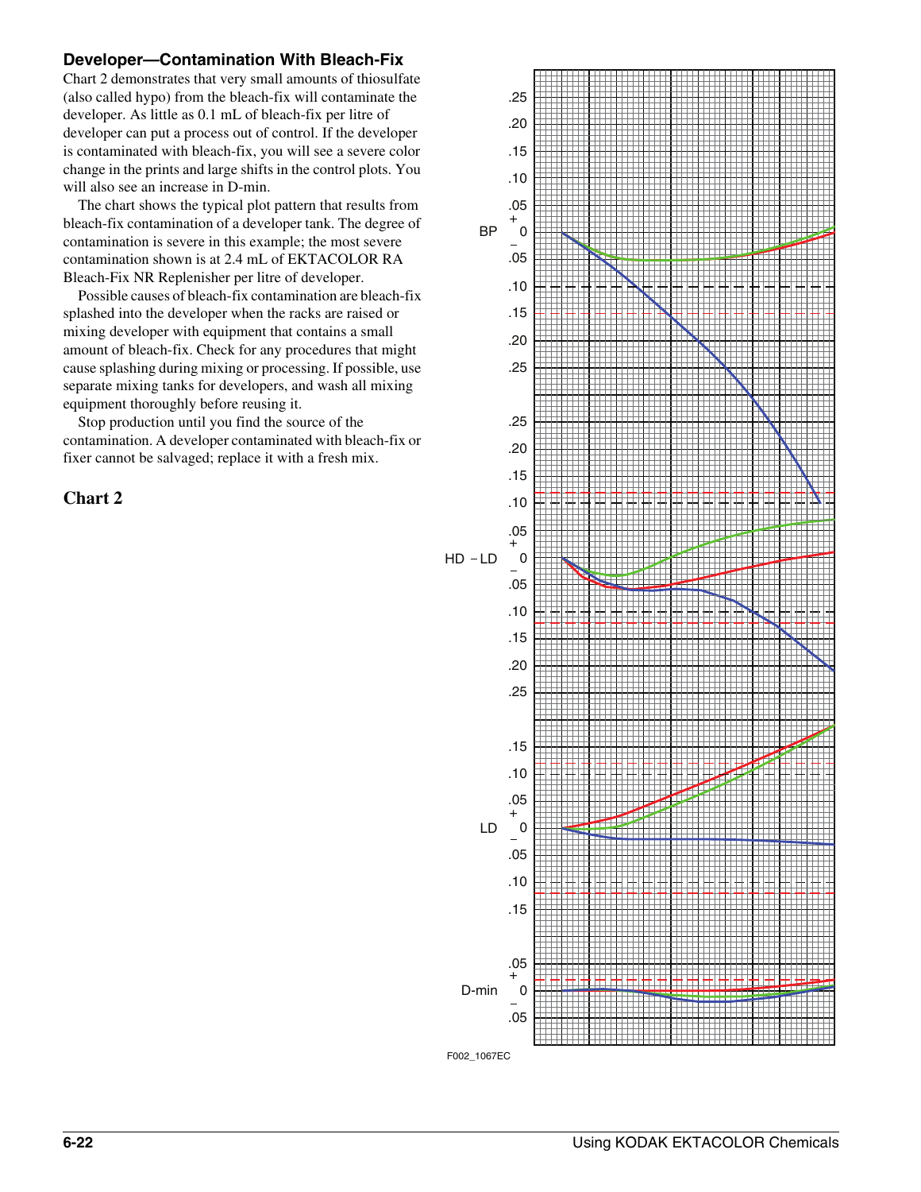### Developer—Contamination With Bleach-Fix

Chart 2 demonstrates that very small amounts of thiosulfate (also called hypo) from the bleach-fix will contaminate the developer. As little as 0.1 mL of bleach-fix per litre of developer can put a process out of control. If the developer is contaminated with bleach-fix, you will see a severe color change in the prints and large shifts in the control plots. You will also see an increase in D-min.

The chart shows the typical plot pattern that results from bleach-fix contamination of a developer tank. The degree of contamination is severe in this example; the most severe contamination shown is at 2.4 mL of EKTACOLOR RA Bleach-Fix NR Replenisher per litre of developer.

Possible causes of bleach-fix contamination are bleach-fix splashed into the developer when the racks are raised or mixing developer with equipment that contains a small amount of bleach-fix. Check for any procedures that might cause splashing during mixing or processing. If possible, use separate mixing tanks for developers, and wash all mixing equipment thoroughly before reusing it.

Stop production until you find the source of the contamination. A developer contaminated with bleach-fix or fixer cannot be salvaged; replace it with a fresh mix.

**Chart 2**

BP
.25
.20
.15
.10
.05
+
0
–
.05
.10
.15
.20
.25

HD – LD
.25
.20
.15
.10
.05
+
0
–
.05
.10
.15
.20
.25

LD
.15
.10
.05
+
0
–
.05
.10
.15

D-min
.05
+
0
–
.05

F002_1067EC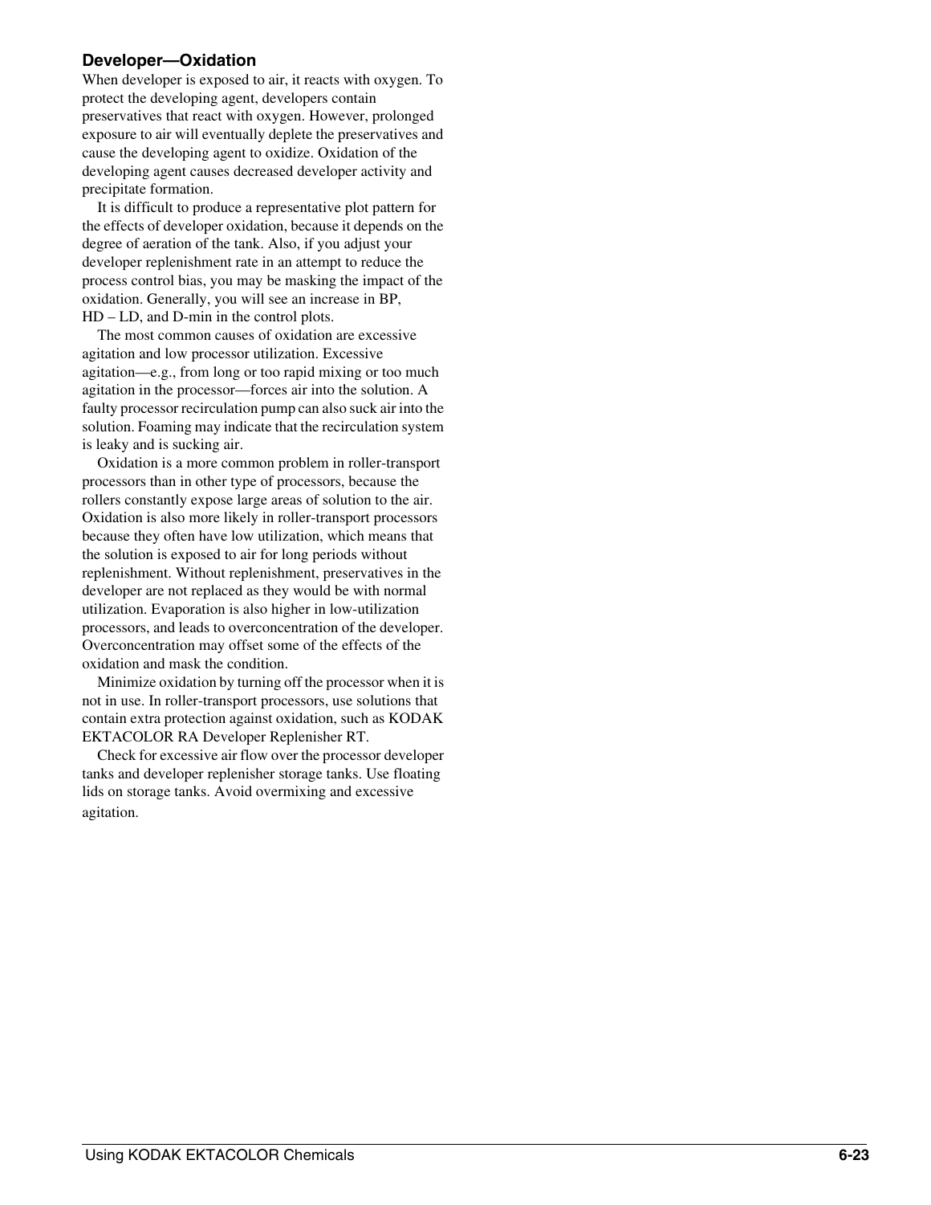### Developer—Oxidation

When developer is exposed to air, it reacts with oxygen. To protect the developing agent, developers contain preservatives that react with oxygen. However, prolonged exposure to air will eventually deplete the preservatives and cause the developing agent to oxidize. Oxidation of the developing agent causes decreased developer activity and precipitate formation.

It is difficult to produce a representative plot pattern for the effects of developer oxidation, because it depends on the degree of aeration of the tank. Also, if you adjust your developer replenishment rate in an attempt to reduce the process control bias, you may be masking the impact of the oxidation. Generally, you will see an increase in BP, HD – LD, and D-min in the control plots.

The most common causes of oxidation are excessive agitation and low processor utilization. Excessive agitation—e.g., from long or too rapid mixing or too much agitation in the processor—forces air into the solution. A faulty processor recirculation pump can also suck air into the solution. Foaming may indicate that the recirculation system is leaky and is sucking air.

Oxidation is a more common problem in roller-transport processors than in other type of processors, because the rollers constantly expose large areas of solution to the air. Oxidation is also more likely in roller-transport processors because they often have low utilization, which means that the solution is exposed to air for long periods without replenishment. Without replenishment, preservatives in the developer are not replaced as they would be with normal utilization. Evaporation is also higher in low-utilization processors, and leads to overconcentration of the developer. Overconcentration may offset some of the effects of the oxidation and mask the condition.

Minimize oxidation by turning off the processor when it is not in use. In roller-transport processors, use solutions that contain extra protection against oxidation, such as KODAK EKTACOLOR RA Developer Replenisher RT.

Check for excessive air flow over the processor developer tanks and developer replenisher storage tanks. Use floating lids on storage tanks. Avoid overmixing and excessive agitation.